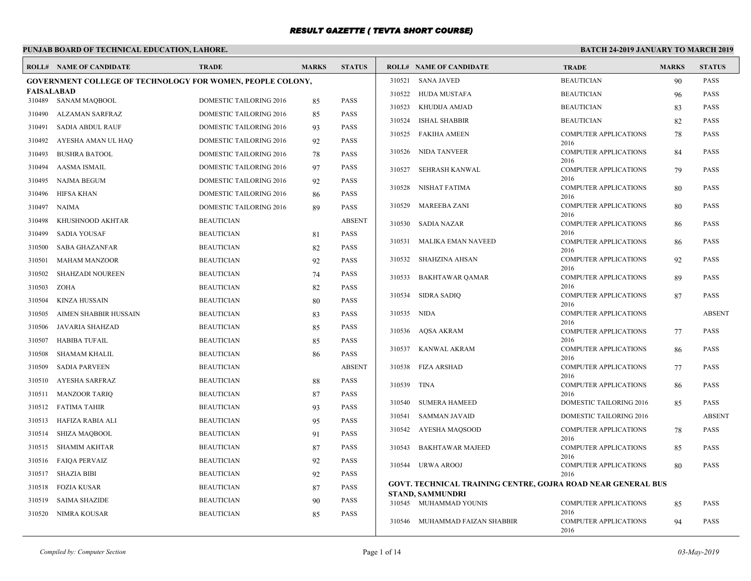# RESULT GAZETTE ( TEVTA SHORT COURSE)

**PUNJAB BOARD OF TECHNICAL EDUCATION, LAHORE.**

**BATCH 24-2019 JANUARY TO MARCH 2019**

## GOVERNMENT COLLEGE OF TECHNOLOGY FOR WOMEN, PEOPLE COLONY, FAISALABAD

| ROLL# | NAME OF CANDIDATE | TRADE | MARKS | STATUS |
|---|---|---|---|---|
| 310489 | SANAM MAQBOOL | DOMESTIC TAILORING 2016 | 85 | PASS |
| 310490 | ALZAMAN SARFRAZ | DOMESTIC TAILORING 2016 | 85 | PASS |
| 310491 | SADIA ABDUL RAUF | DOMESTIC TAILORING 2016 | 93 | PASS |
| 310492 | AYESHA AMAN UL HAQ | DOMESTIC TAILORING 2016 | 92 | PASS |
| 310493 | BUSHRA BATOOL | DOMESTIC TAILORING 2016 | 78 | PASS |
| 310494 | AASMA ISMAIL | DOMESTIC TAILORING 2016 | 97 | PASS |
| 310495 | NAJMA BEGUM | DOMESTIC TAILORING 2016 | 92 | PASS |
| 310496 | HIFSA KHAN | DOMESTIC TAILORING 2016 | 86 | PASS |
| 310497 | NAIMA | DOMESTIC TAILORING 2016 | 89 | PASS |
| 310498 | KHUSHNOOD AKHTAR | BEAUTICIAN | | ABSENT |
| 310499 | SADIA YOUSAF | BEAUTICIAN | 81 | PASS |
| 310500 | SABA GHAZANFAR | BEAUTICIAN | 82 | PASS |
| 310501 | MAHAM MANZOOR | BEAUTICIAN | 92 | PASS |
| 310502 | SHAHZADI NOUREEN | BEAUTICIAN | 74 | PASS |
| 310503 | ZOHA | BEAUTICIAN | 82 | PASS |
| 310504 | KINZA HUSSAIN | BEAUTICIAN | 80 | PASS |
| 310505 | AIMEN SHABBIR HUSSAIN | BEAUTICIAN | 83 | PASS |
| 310506 | JAVARIA SHAHZAD | BEAUTICIAN | 85 | PASS |
| 310507 | HABIBA TUFAIL | BEAUTICIAN | 85 | PASS |
| 310508 | SHAMAM KHALIL | BEAUTICIAN | 86 | PASS |
| 310509 | SADIA PARVEEN | BEAUTICIAN | | ABSENT |
| 310510 | AYESHA SARFRAZ | BEAUTICIAN | 88 | PASS |
| 310511 | MANZOOR TARIQ | BEAUTICIAN | 87 | PASS |
| 310512 | FATIMA TAHIR | BEAUTICIAN | 93 | PASS |
| 310513 | HAFIZA RABIA ALI | BEAUTICIAN | 95 | PASS |
| 310514 | SHIZA MAQBOOL | BEAUTICIAN | 91 | PASS |
| 310515 | SHAMIM AKHTAR | BEAUTICIAN | 87 | PASS |
| 310516 | FAIQA PERVAIZ | BEAUTICIAN | 92 | PASS |
| 310517 | SHAZIA BIBI | BEAUTICIAN | 92 | PASS |
| 310518 | FOZIA KUSAR | BEAUTICIAN | 87 | PASS |
| 310519 | SAIMA SHAZIDE | BEAUTICIAN | 90 | PASS |
| 310520 | NIMRA KOUSAR | BEAUTICIAN | 85 | PASS |
| 310521 | SANA JAVED | BEAUTICIAN | 90 | PASS |
| 310522 | HUDA MUSTAFA | BEAUTICIAN | 96 | PASS |
| 310523 | KHUDIJA AMJAD | BEAUTICIAN | 83 | PASS |
| 310524 | ISHAL SHABBIR | BEAUTICIAN | 82 | PASS |
| 310525 | FAKIHA AMEEN | COMPUTER APPLICATIONS 2016 | 78 | PASS |
| 310526 | NIDA TANVEER | COMPUTER APPLICATIONS 2016 | 84 | PASS |
| 310527 | SEHRASH KANWAL | COMPUTER APPLICATIONS 2016 | 79 | PASS |
| 310528 | NISHAT FATIMA | COMPUTER APPLICATIONS 2016 | 80 | PASS |
| 310529 | MAREEBA ZANI | COMPUTER APPLICATIONS 2016 | 80 | PASS |
| 310530 | SADIA NAZAR | COMPUTER APPLICATIONS 2016 | 86 | PASS |
| 310531 | MALIKA EMAN NAVEED | COMPUTER APPLICATIONS 2016 | 86 | PASS |
| 310532 | SHAHZINA AHSAN | COMPUTER APPLICATIONS 2016 | 92 | PASS |
| 310533 | BAKHTAWAR QAMAR | COMPUTER APPLICATIONS 2016 | 89 | PASS |
| 310534 | SIDRA SADIQ | COMPUTER APPLICATIONS 2016 | 87 | PASS |
| 310535 | NIDA | COMPUTER APPLICATIONS 2016 | | ABSENT |
| 310536 | AQSA AKRAM | COMPUTER APPLICATIONS 2016 | 77 | PASS |
| 310537 | KANWAL AKRAM | COMPUTER APPLICATIONS 2016 | 86 | PASS |
| 310538 | FIZA ARSHAD | COMPUTER APPLICATIONS 2016 | 77 | PASS |
| 310539 | TINA | COMPUTER APPLICATIONS 2016 | 86 | PASS |
| 310540 | SUMERA HAMEED | DOMESTIC TAILORING 2016 | 85 | PASS |
| 310541 | SAMMAN JAVAID | DOMESTIC TAILORING 2016 | | ABSENT |
| 310542 | AYESHA MAQSOOD | COMPUTER APPLICATIONS 2016 | 78 | PASS |
| 310543 | BAKHTAWAR MAJEED | COMPUTER APPLICATIONS 2016 | 85 | PASS |
| 310544 | URWA AROOJ | COMPUTER APPLICATIONS 2016 | 80 | PASS |

## GOVT. TECHNICAL TRAINING CENTRE, GOJRA ROAD NEAR GENERAL BUS STAND, SAMMUNDRI

| ROLL# | NAME OF CANDIDATE | TRADE | MARKS | STATUS |
|---|---|---|---|---|
| 310545 | MUHAMMAD YOUNIS | COMPUTER APPLICATIONS 2016 | 85 | PASS |
| 310546 | MUHAMMAD FAIZAN SHABBIR | COMPUTER APPLICATIONS 2016 | 94 | PASS |

*Compiled by: Computer Section*

*03-May-2019*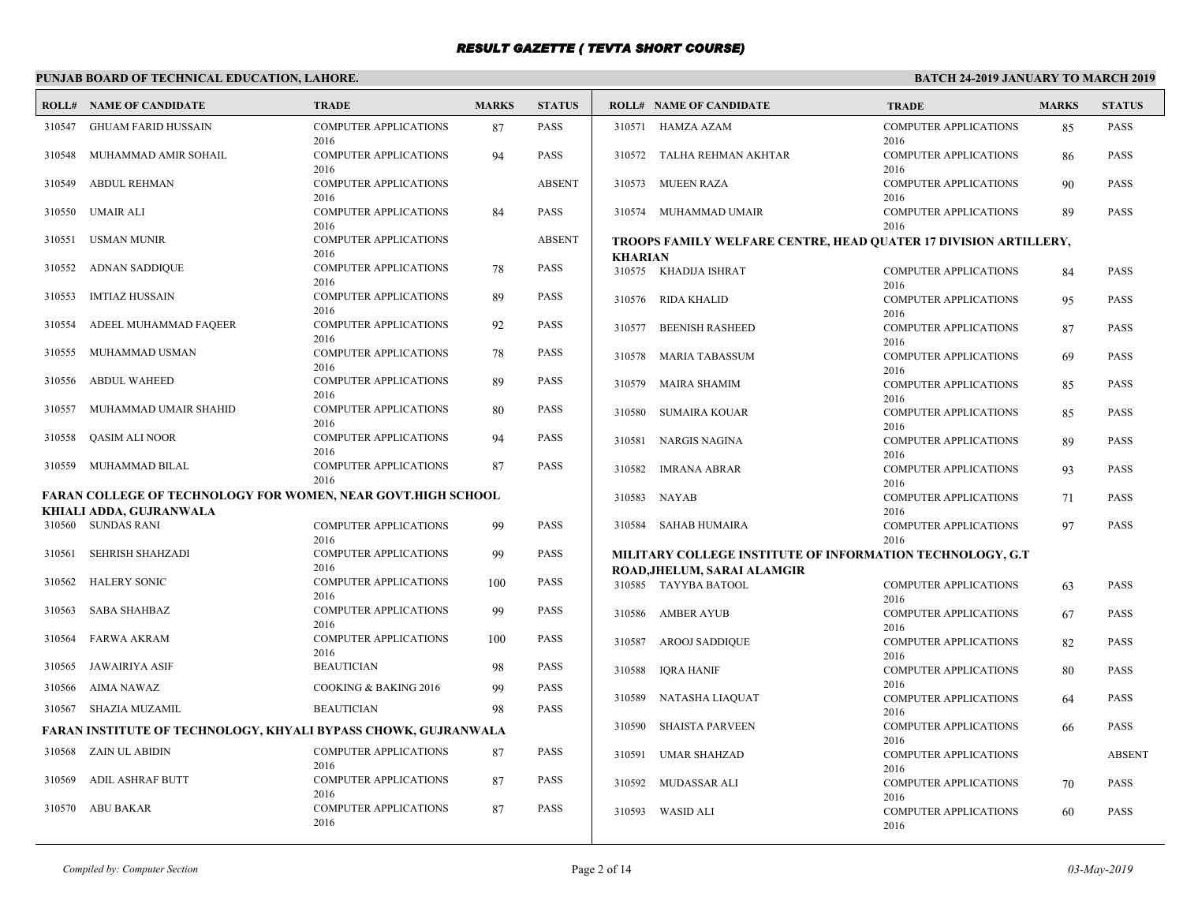# RESULT GAZETTE ( TEVTA SHORT COURSE)

**PUNJAB BOARD OF TECHNICAL EDUCATION, LAHORE.**

**BATCH 24-2019 JANUARY TO MARCH 2019**

| ROLL# | NAME OF CANDIDATE | TRADE | MARKS | STATUS |
|---|---|---|---|---|
| 310547 | GHUAM FARID HUSSAIN | COMPUTER APPLICATIONS 2016 | 87 | PASS |
| 310548 | MUHAMMAD AMIR SOHAIL | COMPUTER APPLICATIONS 2016 | 94 | PASS |
| 310549 | ABDUL REHMAN | COMPUTER APPLICATIONS 2016 | | ABSENT |
| 310550 | UMAIR ALI | COMPUTER APPLICATIONS 2016 | 84 | PASS |
| 310551 | USMAN MUNIR | COMPUTER APPLICATIONS 2016 | | ABSENT |
| 310552 | ADNAN SADDIQUE | COMPUTER APPLICATIONS 2016 | 78 | PASS |
| 310553 | IMTIAZ HUSSAIN | COMPUTER APPLICATIONS 2016 | 89 | PASS |
| 310554 | ADEEL MUHAMMAD FAQEER | COMPUTER APPLICATIONS 2016 | 92 | PASS |
| 310555 | MUHAMMAD USMAN | COMPUTER APPLICATIONS 2016 | 78 | PASS |
| 310556 | ABDUL WAHEED | COMPUTER APPLICATIONS 2016 | 89 | PASS |
| 310557 | MUHAMMAD UMAIR SHAHID | COMPUTER APPLICATIONS 2016 | 80 | PASS |
| 310558 | QASIM ALI NOOR | COMPUTER APPLICATIONS 2016 | 94 | PASS |
| 310559 | MUHAMMAD BILAL | COMPUTER APPLICATIONS 2016 | 87 | PASS |

**FARAN COLLEGE OF TECHNOLOGY FOR WOMEN, NEAR GOVT.HIGH SCHOOL KHIALI ADDA, GUJRANWALA**

| ROLL# | NAME OF CANDIDATE | TRADE | MARKS | STATUS |
|---|---|---|---|---|
| 310560 | SUNDAS RANI | COMPUTER APPLICATIONS 2016 | 99 | PASS |
| 310561 | SEHRISH SHAHZADI | COMPUTER APPLICATIONS 2016 | 99 | PASS |
| 310562 | HALERY SONIC | COMPUTER APPLICATIONS 2016 | 100 | PASS |
| 310563 | SABA SHAHBAZ | COMPUTER APPLICATIONS 2016 | 99 | PASS |
| 310564 | FARWA AKRAM | COMPUTER APPLICATIONS 2016 | 100 | PASS |
| 310565 | JAWAIRIYA ASIF | BEAUTICIAN | 98 | PASS |
| 310566 | AIMA NAWAZ | COOKING & BAKING 2016 | 99 | PASS |
| 310567 | SHAZIA MUZAMIL | BEAUTICIAN | 98 | PASS |

**FARAN INSTITUTE OF TECHNOLOGY, KHYALI BYPASS CHOWK, GUJRANWALA**

| ROLL# | NAME OF CANDIDATE | TRADE | MARKS | STATUS |
|---|---|---|---|---|
| 310568 | ZAIN UL ABIDIN | COMPUTER APPLICATIONS 2016 | 87 | PASS |
| 310569 | ADIL ASHRAF BUTT | COMPUTER APPLICATIONS 2016 | 87 | PASS |
| 310570 | ABU BAKAR | COMPUTER APPLICATIONS 2016 | 87 | PASS |
| 310571 | HAMZA AZAM | COMPUTER APPLICATIONS 2016 | 85 | PASS |
| 310572 | TALHA REHMAN AKHTAR | COMPUTER APPLICATIONS 2016 | 86 | PASS |
| 310573 | MUEEN RAZA | COMPUTER APPLICATIONS 2016 | 90 | PASS |
| 310574 | MUHAMMAD UMAIR | COMPUTER APPLICATIONS 2016 | 89 | PASS |

**TROOPS FAMILY WELFARE CENTRE, HEAD QUATER 17 DIVISION ARTILLERY, KHARIAN**

| ROLL# | NAME OF CANDIDATE | TRADE | MARKS | STATUS |
|---|---|---|---|---|
| 310575 | KHADIJA ISHRAT | COMPUTER APPLICATIONS 2016 | 84 | PASS |
| 310576 | RIDA KHALID | COMPUTER APPLICATIONS 2016 | 95 | PASS |
| 310577 | BEENISH RASHEED | COMPUTER APPLICATIONS 2016 | 87 | PASS |
| 310578 | MARIA TABASSUM | COMPUTER APPLICATIONS 2016 | 69 | PASS |
| 310579 | MAIRA SHAMIM | COMPUTER APPLICATIONS 2016 | 85 | PASS |
| 310580 | SUMAIRA KOUAR | COMPUTER APPLICATIONS 2016 | 85 | PASS |
| 310581 | NARGIS NAGINA | COMPUTER APPLICATIONS 2016 | 89 | PASS |
| 310582 | IMRANA ABRAR | COMPUTER APPLICATIONS 2016 | 93 | PASS |
| 310583 | NAYAB | COMPUTER APPLICATIONS 2016 | 71 | PASS |
| 310584 | SAHAB HUMAIRA | COMPUTER APPLICATIONS 2016 | 97 | PASS |

**MILITARY COLLEGE INSTITUTE OF INFORMATION TECHNOLOGY, G.T ROAD,JHELUM, SARAI ALAMGIR**

| ROLL# | NAME OF CANDIDATE | TRADE | MARKS | STATUS |
|---|---|---|---|---|
| 310585 | TAYYBA BATOOL | COMPUTER APPLICATIONS 2016 | 63 | PASS |
| 310586 | AMBER AYUB | COMPUTER APPLICATIONS 2016 | 67 | PASS |
| 310587 | AROOJ SADDIQUE | COMPUTER APPLICATIONS 2016 | 82 | PASS |
| 310588 | IQRA HANIF | COMPUTER APPLICATIONS 2016 | 80 | PASS |
| 310589 | NATASHA LIAQUAT | COMPUTER APPLICATIONS 2016 | 64 | PASS |
| 310590 | SHAISTA PARVEEN | COMPUTER APPLICATIONS 2016 | 66 | PASS |
| 310591 | UMAR SHAHZAD | COMPUTER APPLICATIONS 2016 | | ABSENT |
| 310592 | MUDASSAR ALI | COMPUTER APPLICATIONS 2016 | 70 | PASS |
| 310593 | WASID ALI | COMPUTER APPLICATIONS 2016 | 60 | PASS |

*Compiled by: Computer Section*

*03-May-2019*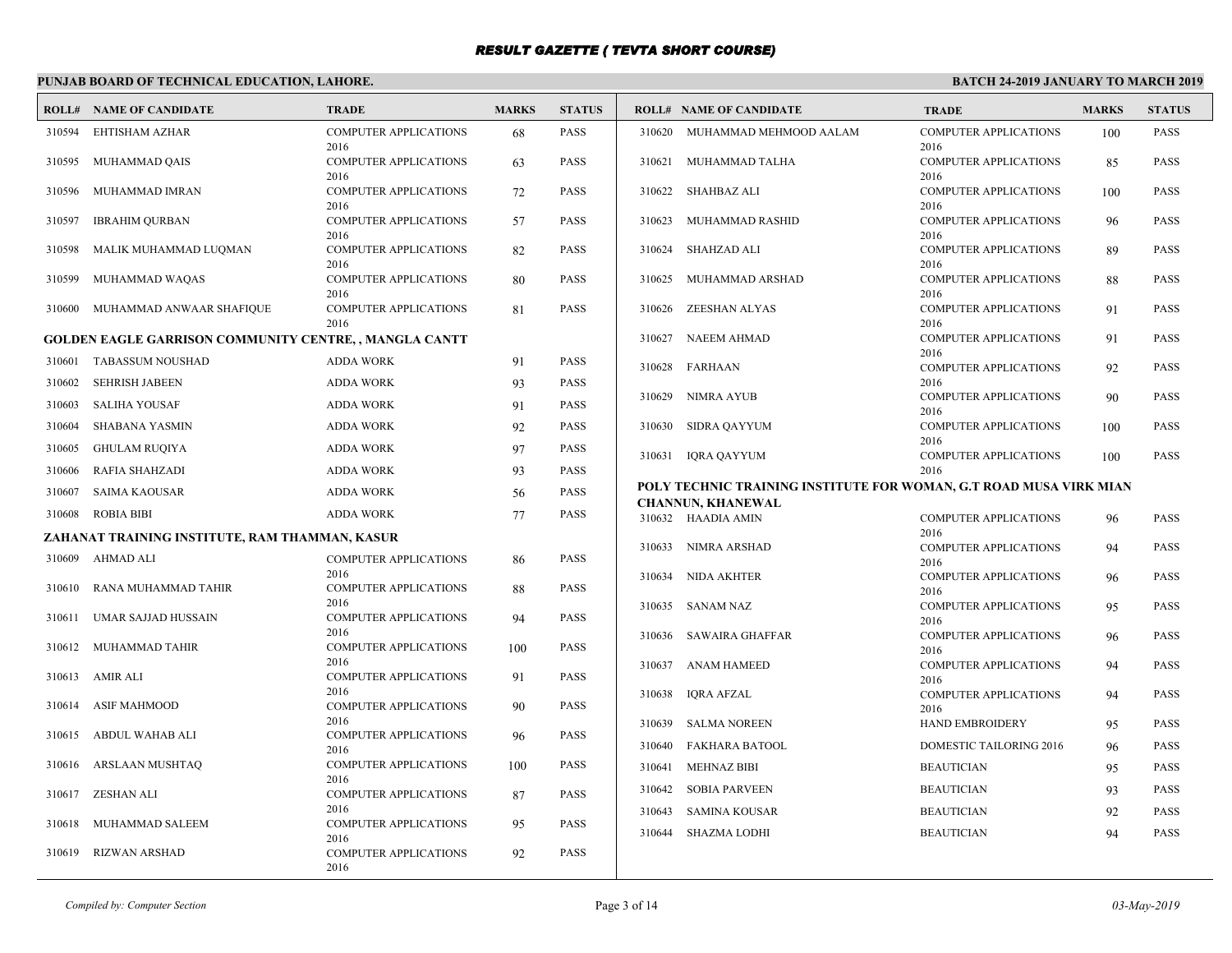# RESULT GAZETTE ( TEVTA SHORT COURSE)

**PUNJAB BOARD OF TECHNICAL EDUCATION, LAHORE.**

**BATCH 24-2019 JANUARY TO MARCH 2019**

| ROLL# | NAME OF CANDIDATE | TRADE | MARKS | STATUS |
|---|---|---|---|---|
| 310594 | EHTISHAM AZHAR | COMPUTER APPLICATIONS 2016 | 68 | PASS |
| 310595 | MUHAMMAD QAIS | COMPUTER APPLICATIONS 2016 | 63 | PASS |
| 310596 | MUHAMMAD IMRAN | COMPUTER APPLICATIONS 2016 | 72 | PASS |
| 310597 | IBRAHIM QURBAN | COMPUTER APPLICATIONS 2016 | 57 | PASS |
| 310598 | MALIK MUHAMMAD LUQMAN | COMPUTER APPLICATIONS 2016 | 82 | PASS |
| 310599 | MUHAMMAD WAQAS | COMPUTER APPLICATIONS 2016 | 80 | PASS |
| 310600 | MUHAMMAD ANWAAR SHAFIQUE | COMPUTER APPLICATIONS 2016 | 81 | PASS |

**GOLDEN EAGLE GARRISON COMMUNITY CENTRE, , MANGLA CANTT**

| ROLL# | NAME OF CANDIDATE | TRADE | MARKS | STATUS |
|---|---|---|---|---|
| 310601 | TABASSUM NOUSHAD | ADDA WORK | 91 | PASS |
| 310602 | SEHRISH JABEEN | ADDA WORK | 93 | PASS |
| 310603 | SALIHA YOUSAF | ADDA WORK | 91 | PASS |
| 310604 | SHABANA YASMIN | ADDA WORK | 92 | PASS |
| 310605 | GHULAM RUQIYA | ADDA WORK | 97 | PASS |
| 310606 | RAFIA SHAHZADI | ADDA WORK | 93 | PASS |
| 310607 | SAIMA KAOUSAR | ADDA WORK | 56 | PASS |
| 310608 | ROBIA BIBI | ADDA WORK | 77 | PASS |

**ZAHANAT TRAINING INSTITUTE, RAM THAMMAN, KASUR**

| ROLL# | NAME OF CANDIDATE | TRADE | MARKS | STATUS |
|---|---|---|---|---|
| 310609 | AHMAD ALI | COMPUTER APPLICATIONS 2016 | 86 | PASS |
| 310610 | RANA MUHAMMAD TAHIR | COMPUTER APPLICATIONS 2016 | 88 | PASS |
| 310611 | UMAR SAJJAD HUSSAIN | COMPUTER APPLICATIONS 2016 | 94 | PASS |
| 310612 | MUHAMMAD TAHIR | COMPUTER APPLICATIONS 2016 | 100 | PASS |
| 310613 | AMIR ALI | COMPUTER APPLICATIONS 2016 | 91 | PASS |
| 310614 | ASIF MAHMOOD | COMPUTER APPLICATIONS 2016 | 90 | PASS |
| 310615 | ABDUL WAHAB ALI | COMPUTER APPLICATIONS 2016 | 96 | PASS |
| 310616 | ARSLAAN MUSHTAQ | COMPUTER APPLICATIONS 2016 | 100 | PASS |
| 310617 | ZESHAN ALI | COMPUTER APPLICATIONS 2016 | 87 | PASS |
| 310618 | MUHAMMAD SALEEM | COMPUTER APPLICATIONS 2016 | 95 | PASS |
| 310619 | RIZWAN ARSHAD | COMPUTER APPLICATIONS 2016 | 92 | PASS |
| 310620 | MUHAMMAD MEHMOOD AALAM | COMPUTER APPLICATIONS 2016 | 100 | PASS |
| 310621 | MUHAMMAD TALHA | COMPUTER APPLICATIONS 2016 | 85 | PASS |
| 310622 | SHAHBAZ ALI | COMPUTER APPLICATIONS 2016 | 100 | PASS |
| 310623 | MUHAMMAD RASHID | COMPUTER APPLICATIONS 2016 | 96 | PASS |
| 310624 | SHAHZAD ALI | COMPUTER APPLICATIONS 2016 | 89 | PASS |
| 310625 | MUHAMMAD ARSHAD | COMPUTER APPLICATIONS 2016 | 88 | PASS |
| 310626 | ZEESHAN ALYAS | COMPUTER APPLICATIONS 2016 | 91 | PASS |
| 310627 | NAEEM AHMAD | COMPUTER APPLICATIONS 2016 | 91 | PASS |
| 310628 | FARHAAN | COMPUTER APPLICATIONS 2016 | 92 | PASS |
| 310629 | NIMRA AYUB | COMPUTER APPLICATIONS 2016 | 90 | PASS |
| 310630 | SIDRA QAYYUM | COMPUTER APPLICATIONS 2016 | 100 | PASS |
| 310631 | IQRA QAYYUM | COMPUTER APPLICATIONS 2016 | 100 | PASS |

**POLY TECHNIC TRAINING INSTITUTE FOR WOMAN, G.T ROAD MUSA VIRK MIAN CHANNUN, KHANEWAL**

| ROLL# | NAME OF CANDIDATE | TRADE | MARKS | STATUS |
|---|---|---|---|---|
| 310632 | HAADIA AMIN | COMPUTER APPLICATIONS 2016 | 96 | PASS |
| 310633 | NIMRA ARSHAD | COMPUTER APPLICATIONS 2016 | 94 | PASS |
| 310634 | NIDA AKHTER | COMPUTER APPLICATIONS 2016 | 96 | PASS |
| 310635 | SANAM NAZ | COMPUTER APPLICATIONS 2016 | 95 | PASS |
| 310636 | SAWAIRA GHAFFAR | COMPUTER APPLICATIONS 2016 | 96 | PASS |
| 310637 | ANAM HAMEED | COMPUTER APPLICATIONS 2016 | 94 | PASS |
| 310638 | IQRA AFZAL | COMPUTER APPLICATIONS 2016 | 94 | PASS |
| 310639 | SALMA NOREEN | HAND EMBROIDERY | 95 | PASS |
| 310640 | FAKHARA BATOOL | DOMESTIC TAILORING 2016 | 96 | PASS |
| 310641 | MEHNAZ BIBI | BEAUTICIAN | 95 | PASS |
| 310642 | SOBIA PARVEEN | BEAUTICIAN | 93 | PASS |
| 310643 | SAMINA KOUSAR | BEAUTICIAN | 92 | PASS |
| 310644 | SHAZMA LODHI | BEAUTICIAN | 94 | PASS |

*Compiled by: Computer Section*

*03-May-2019*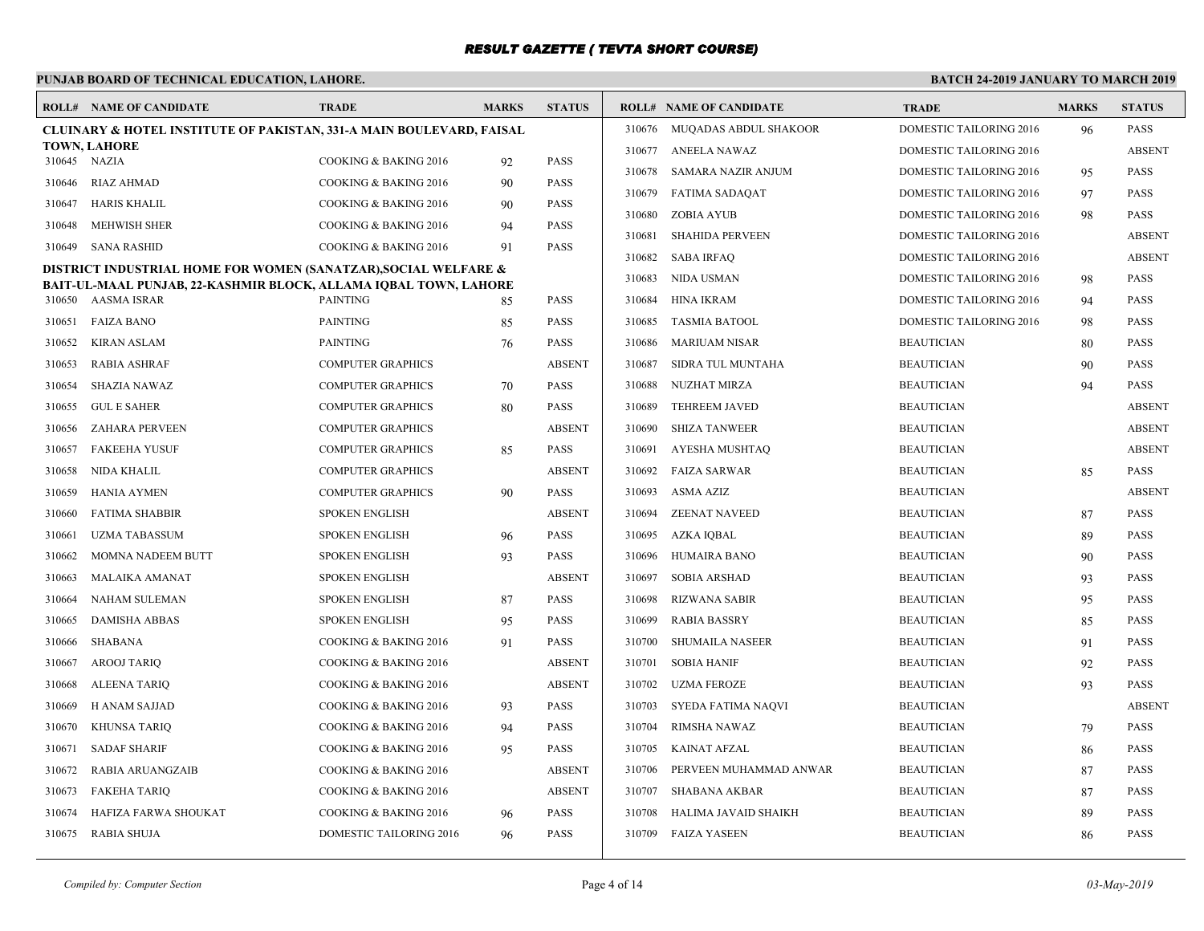# RESULT GAZETTE ( TEVTA SHORT COURSE)

**PUNJAB BOARD OF TECHNICAL EDUCATION, LAHORE.** **BATCH 24-2019 JANUARY TO MARCH 2019**

| ROLL# | NAME OF CANDIDATE | TRADE | MARKS | STATUS |
|---|---|---|---|---|
| **CLUINARY & HOTEL INSTITUTE OF PAKISTAN, 331-A MAIN BOULEVARD, FAISAL TOWN, LAHORE** | | | | |
| 310645 | NAZIA | COOKING & BAKING 2016 | 92 | PASS |
| 310646 | RIAZ AHMAD | COOKING & BAKING 2016 | 90 | PASS |
| 310647 | HARIS KHALIL | COOKING & BAKING 2016 | 90 | PASS |
| 310648 | MEHWISH SHER | COOKING & BAKING 2016 | 94 | PASS |
| 310649 | SANA RASHID | COOKING & BAKING 2016 | 91 | PASS |
| **DISTRICT INDUSTRIAL HOME FOR WOMEN (SANATZAR),SOCIAL WELFARE & BAIT-UL-MAAL PUNJAB, 22-KASHMIR BLOCK, ALLAMA IQBAL TOWN, LAHORE** | | | | |
| 310650 | AASMA ISRAR | PAINTING | 85 | PASS |
| 310651 | FAIZA BANO | PAINTING | 85 | PASS |
| 310652 | KIRAN ASLAM | PAINTING | 76 | PASS |
| 310653 | RABIA ASHRAF | COMPUTER GRAPHICS | | ABSENT |
| 310654 | SHAZIA NAWAZ | COMPUTER GRAPHICS | 70 | PASS |
| 310655 | GUL E SAHER | COMPUTER GRAPHICS | 80 | PASS |
| 310656 | ZAHARA PERVEEN | COMPUTER GRAPHICS | | ABSENT |
| 310657 | FAKEEHA YUSUF | COMPUTER GRAPHICS | 85 | PASS |
| 310658 | NIDA KHALIL | COMPUTER GRAPHICS | | ABSENT |
| 310659 | HANIA AYMEN | COMPUTER GRAPHICS | 90 | PASS |
| 310660 | FATIMA SHABBIR | SPOKEN ENGLISH | | ABSENT |
| 310661 | UZMA TABASSUM | SPOKEN ENGLISH | 96 | PASS |
| 310662 | MOMNA NADEEM BUTT | SPOKEN ENGLISH | 93 | PASS |
| 310663 | MALAIKA AMANAT | SPOKEN ENGLISH | | ABSENT |
| 310664 | NAHAM SULEMAN | SPOKEN ENGLISH | 87 | PASS |
| 310665 | DAMISHA ABBAS | SPOKEN ENGLISH | 95 | PASS |
| 310666 | SHABANA | COOKING & BAKING 2016 | 91 | PASS |
| 310667 | AROOJ TARIQ | COOKING & BAKING 2016 | | ABSENT |
| 310668 | ALEENA TARIQ | COOKING & BAKING 2016 | | ABSENT |
| 310669 | H ANAM SAJJAD | COOKING & BAKING 2016 | 93 | PASS |
| 310670 | KHUNSA TARIQ | COOKING & BAKING 2016 | 94 | PASS |
| 310671 | SADAF SHARIF | COOKING & BAKING 2016 | 95 | PASS |
| 310672 | RABIA ARUANGZAIB | COOKING & BAKING 2016 | | ABSENT |
| 310673 | FAKEHA TARIQ | COOKING & BAKING 2016 | | ABSENT |
| 310674 | HAFIZA FARWA SHOUKAT | COOKING & BAKING 2016 | 96 | PASS |
| 310675 | RABIA SHUJA | DOMESTIC TAILORING 2016 | 96 | PASS |
| 310676 | MUQADAS ABDUL SHAKOOR | DOMESTIC TAILORING 2016 | 96 | PASS |
| 310677 | ANEELA NAWAZ | DOMESTIC TAILORING 2016 | | ABSENT |
| 310678 | SAMARA NAZIR ANJUM | DOMESTIC TAILORING 2016 | 95 | PASS |
| 310679 | FATIMA SADAQAT | DOMESTIC TAILORING 2016 | 97 | PASS |
| 310680 | ZOBIA AYUB | DOMESTIC TAILORING 2016 | 98 | PASS |
| 310681 | SHAHIDA PERVEEN | DOMESTIC TAILORING 2016 | | ABSENT |
| 310682 | SABA IRFAQ | DOMESTIC TAILORING 2016 | | ABSENT |
| 310683 | NIDA USMAN | DOMESTIC TAILORING 2016 | 98 | PASS |
| 310684 | HINA IKRAM | DOMESTIC TAILORING 2016 | 94 | PASS |
| 310685 | TASMIA BATOOL | DOMESTIC TAILORING 2016 | 98 | PASS |
| 310686 | MARIUAM NISAR | BEAUTICIAN | 80 | PASS |
| 310687 | SIDRA TUL MUNTAHA | BEAUTICIAN | 90 | PASS |
| 310688 | NUZHAT MIRZA | BEAUTICIAN | 94 | PASS |
| 310689 | TEHREEM JAVED | BEAUTICIAN | | ABSENT |
| 310690 | SHIZA TANWEER | BEAUTICIAN | | ABSENT |
| 310691 | AYESHA MUSHTAQ | BEAUTICIAN | | ABSENT |
| 310692 | FAIZA SARWAR | BEAUTICIAN | 85 | PASS |
| 310693 | ASMA AZIZ | BEAUTICIAN | | ABSENT |
| 310694 | ZEENAT NAVEED | BEAUTICIAN | 87 | PASS |
| 310695 | AZKA IQBAL | BEAUTICIAN | 89 | PASS |
| 310696 | HUMAIRA BANO | BEAUTICIAN | 90 | PASS |
| 310697 | SOBIA ARSHAD | BEAUTICIAN | 93 | PASS |
| 310698 | RIZWANA SABIR | BEAUTICIAN | 95 | PASS |
| 310699 | RABIA BASSRY | BEAUTICIAN | 85 | PASS |
| 310700 | SHUMAILA NASEER | BEAUTICIAN | 91 | PASS |
| 310701 | SOBIA HANIF | BEAUTICIAN | 92 | PASS |
| 310702 | UZMA FEROZE | BEAUTICIAN | 93 | PASS |
| 310703 | SYEDA FATIMA NAQVI | BEAUTICIAN | | ABSENT |
| 310704 | RIMSHA NAWAZ | BEAUTICIAN | 79 | PASS |
| 310705 | KAINAT AFZAL | BEAUTICIAN | 86 | PASS |
| 310706 | PERVEEN MUHAMMAD ANWAR | BEAUTICIAN | 87 | PASS |
| 310707 | SHABANA AKBAR | BEAUTICIAN | 87 | PASS |
| 310708 | HALIMA JAVAID SHAIKH | BEAUTICIAN | 89 | PASS |
| 310709 | FAIZA YASEEN | BEAUTICIAN | 86 | PASS |

*Compiled by: Computer Section* *03-May-2019*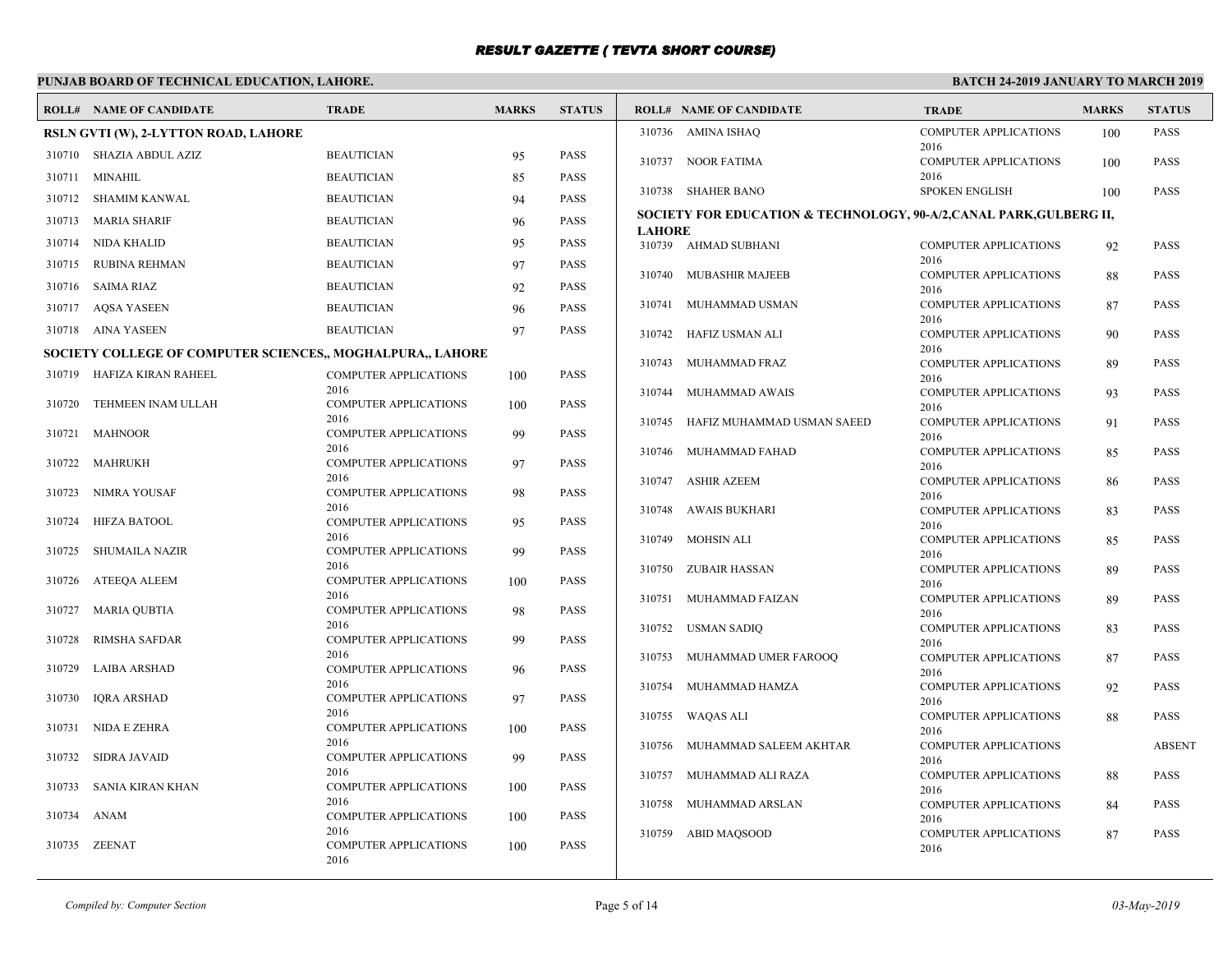# RESULT GAZETTE ( TEVTA SHORT COURSE)

**PUNJAB BOARD OF TECHNICAL EDUCATION, LAHORE.** **BATCH 24-2019 JANUARY TO MARCH 2019**

| ROLL# | NAME OF CANDIDATE | TRADE | MARKS | STATUS |
|---|---|---|---|---|
| **RSLN GVTI (W), 2-LYTTON ROAD, LAHORE** | | | | |
| 310710 | SHAZIA ABDUL AZIZ | BEAUTICIAN | 95 | PASS |
| 310711 | MINAHIL | BEAUTICIAN | 85 | PASS |
| 310712 | SHAMIM KANWAL | BEAUTICIAN | 94 | PASS |
| 310713 | MARIA SHARIF | BEAUTICIAN | 96 | PASS |
| 310714 | NIDA KHALID | BEAUTICIAN | 95 | PASS |
| 310715 | RUBINA REHMAN | BEAUTICIAN | 97 | PASS |
| 310716 | SAIMA RIAZ | BEAUTICIAN | 92 | PASS |
| 310717 | AQSA YASEEN | BEAUTICIAN | 96 | PASS |
| 310718 | AINA YASEEN | BEAUTICIAN | 97 | PASS |
| **SOCIETY COLLEGE OF COMPUTER SCIENCES,, MOGHALPURA,, LAHORE** | | | | |
| 310719 | HAFIZA KIRAN RAHEEL | COMPUTER APPLICATIONS 2016 | 100 | PASS |
| 310720 | TEHMEEN INAM ULLAH | COMPUTER APPLICATIONS 2016 | 100 | PASS |
| 310721 | MAHNOOR | COMPUTER APPLICATIONS 2016 | 99 | PASS |
| 310722 | MAHRUKH | COMPUTER APPLICATIONS 2016 | 97 | PASS |
| 310723 | NIMRA YOUSAF | COMPUTER APPLICATIONS 2016 | 98 | PASS |
| 310724 | HIFZA BATOOL | COMPUTER APPLICATIONS 2016 | 95 | PASS |
| 310725 | SHUMAILA NAZIR | COMPUTER APPLICATIONS 2016 | 99 | PASS |
| 310726 | ATEEQA ALEEM | COMPUTER APPLICATIONS 2016 | 100 | PASS |
| 310727 | MARIA QUBTIA | COMPUTER APPLICATIONS 2016 | 98 | PASS |
| 310728 | RIMSHA SAFDAR | COMPUTER APPLICATIONS 2016 | 99 | PASS |
| 310729 | LAIBA ARSHAD | COMPUTER APPLICATIONS 2016 | 96 | PASS |
| 310730 | IQRA ARSHAD | COMPUTER APPLICATIONS 2016 | 97 | PASS |
| 310731 | NIDA E ZEHRA | COMPUTER APPLICATIONS 2016 | 100 | PASS |
| 310732 | SIDRA JAVAID | COMPUTER APPLICATIONS 2016 | 99 | PASS |
| 310733 | SANIA KIRAN KHAN | COMPUTER APPLICATIONS 2016 | 100 | PASS |
| 310734 | ANAM | COMPUTER APPLICATIONS 2016 | 100 | PASS |
| 310735 | ZEENAT | COMPUTER APPLICATIONS 2016 | 100 | PASS |
| 310736 | AMINA ISHAQ | COMPUTER APPLICATIONS 2016 | 100 | PASS |
| 310737 | NOOR FATIMA | COMPUTER APPLICATIONS 2016 | 100 | PASS |
| 310738 | SHAHER BANO | SPOKEN ENGLISH | 100 | PASS |
| **SOCIETY FOR EDUCATION & TECHNOLOGY, 90-A/2,CANAL PARK,GULBERG II, LAHORE** | | | | |
| 310739 | AHMAD SUBHANI | COMPUTER APPLICATIONS 2016 | 92 | PASS |
| 310740 | MUBASHIR MAJEEB | COMPUTER APPLICATIONS 2016 | 88 | PASS |
| 310741 | MUHAMMAD USMAN | COMPUTER APPLICATIONS 2016 | 87 | PASS |
| 310742 | HAFIZ USMAN ALI | COMPUTER APPLICATIONS 2016 | 90 | PASS |
| 310743 | MUHAMMAD FRAZ | COMPUTER APPLICATIONS 2016 | 89 | PASS |
| 310744 | MUHAMMAD AWAIS | COMPUTER APPLICATIONS 2016 | 93 | PASS |
| 310745 | HAFIZ MUHAMMAD USMAN SAEED | COMPUTER APPLICATIONS 2016 | 91 | PASS |
| 310746 | MUHAMMAD FAHAD | COMPUTER APPLICATIONS 2016 | 85 | PASS |
| 310747 | ASHIR AZEEM | COMPUTER APPLICATIONS 2016 | 86 | PASS |
| 310748 | AWAIS BUKHARI | COMPUTER APPLICATIONS 2016 | 83 | PASS |
| 310749 | MOHSIN ALI | COMPUTER APPLICATIONS 2016 | 85 | PASS |
| 310750 | ZUBAIR HASSAN | COMPUTER APPLICATIONS 2016 | 89 | PASS |
| 310751 | MUHAMMAD FAIZAN | COMPUTER APPLICATIONS 2016 | 89 | PASS |
| 310752 | USMAN SADIQ | COMPUTER APPLICATIONS 2016 | 83 | PASS |
| 310753 | MUHAMMAD UMER FAROOQ | COMPUTER APPLICATIONS 2016 | 87 | PASS |
| 310754 | MUHAMMAD HAMZA | COMPUTER APPLICATIONS 2016 | 92 | PASS |
| 310755 | WAQAS ALI | COMPUTER APPLICATIONS 2016 | 88 | PASS |
| 310756 | MUHAMMAD SALEEM AKHTAR | COMPUTER APPLICATIONS 2016 | | ABSENT |
| 310757 | MUHAMMAD ALI RAZA | COMPUTER APPLICATIONS 2016 | 88 | PASS |
| 310758 | MUHAMMAD ARSLAN | COMPUTER APPLICATIONS 2016 | 84 | PASS |
| 310759 | ABID MAQSOOD | COMPUTER APPLICATIONS 2016 | 87 | PASS |

*Compiled by: Computer Section* *03-May-2019*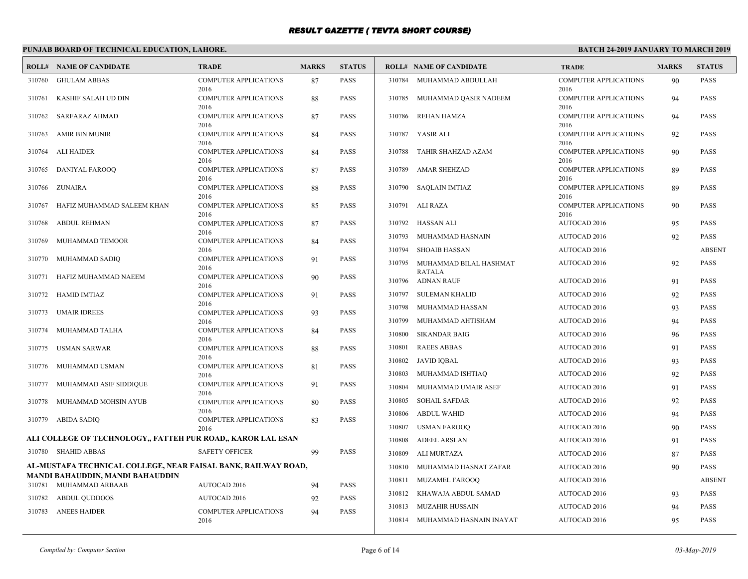# RESULT GAZETTE ( TEVTA SHORT COURSE)

**PUNJAB BOARD OF TECHNICAL EDUCATION, LAHORE.**

**BATCH 24-2019 JANUARY TO MARCH 2019**

| ROLL# | NAME OF CANDIDATE | TRADE | MARKS | STATUS |
|---|---|---|---|---|
| 310760 | GHULAM ABBAS | COMPUTER APPLICATIONS 2016 | 87 | PASS |
| 310761 | KASHIF SALAH UD DIN | COMPUTER APPLICATIONS 2016 | 88 | PASS |
| 310762 | SARFARAZ AHMAD | COMPUTER APPLICATIONS 2016 | 87 | PASS |
| 310763 | AMIR BIN MUNIR | COMPUTER APPLICATIONS 2016 | 84 | PASS |
| 310764 | ALI HAIDER | COMPUTER APPLICATIONS 2016 | 84 | PASS |
| 310765 | DANIYAL FAROOQ | COMPUTER APPLICATIONS 2016 | 87 | PASS |
| 310766 | ZUNAIRA | COMPUTER APPLICATIONS 2016 | 88 | PASS |
| 310767 | HAFIZ MUHAMMAD SALEEM KHAN | COMPUTER APPLICATIONS 2016 | 85 | PASS |
| 310768 | ABDUL REHMAN | COMPUTER APPLICATIONS 2016 | 87 | PASS |
| 310769 | MUHAMMAD TEMOOR | COMPUTER APPLICATIONS 2016 | 84 | PASS |
| 310770 | MUHAMMAD SADIQ | COMPUTER APPLICATIONS 2016 | 91 | PASS |
| 310771 | HAFIZ MUHAMMAD NAEEM | COMPUTER APPLICATIONS 2016 | 90 | PASS |
| 310772 | HAMID IMTIAZ | COMPUTER APPLICATIONS 2016 | 91 | PASS |
| 310773 | UMAIR IDREES | COMPUTER APPLICATIONS 2016 | 93 | PASS |
| 310774 | MUHAMMAD TALHA | COMPUTER APPLICATIONS 2016 | 84 | PASS |
| 310775 | USMAN SARWAR | COMPUTER APPLICATIONS 2016 | 88 | PASS |
| 310776 | MUHAMMAD USMAN | COMPUTER APPLICATIONS 2016 | 81 | PASS |
| 310777 | MUHAMMAD ASIF SIDDIQUE | COMPUTER APPLICATIONS 2016 | 91 | PASS |
| 310778 | MUHAMMAD MOHSIN AYUB | COMPUTER APPLICATIONS 2016 | 80 | PASS |
| 310779 | ABIDA SADIQ | COMPUTER APPLICATIONS 2016 | 83 | PASS |

**ALI COLLEGE OF TECHNOLOGY,, FATTEH PUR ROAD,, KAROR LAL ESAN**

| ROLL# | NAME OF CANDIDATE | TRADE | MARKS | STATUS |
|---|---|---|---|---|
| 310780 | SHAHID ABBAS | SAFETY OFFICER | 99 | PASS |

**AL-MUSTAFA TECHNICAL COLLEGE, NEAR FAISAL BANK, RAILWAY ROAD, MANDI BAHAUDDIN, MANDI BAHAUDDIN**

| ROLL# | NAME OF CANDIDATE | TRADE | MARKS | STATUS |
|---|---|---|---|---|
| 310781 | MUHAMMAD ARBAAB | AUTOCAD 2016 | 94 | PASS |
| 310782 | ABDUL QUDDOOS | AUTOCAD 2016 | 92 | PASS |
| 310783 | ANEES HAIDER | COMPUTER APPLICATIONS 2016 | 94 | PASS |
| 310784 | MUHAMMAD ABDULLAH | COMPUTER APPLICATIONS 2016 | 90 | PASS |
| 310785 | MUHAMMAD QASIR NADEEM | COMPUTER APPLICATIONS 2016 | 94 | PASS |
| 310786 | REHAN HAMZA | COMPUTER APPLICATIONS 2016 | 94 | PASS |
| 310787 | YASIR ALI | COMPUTER APPLICATIONS 2016 | 92 | PASS |
| 310788 | TAHIR SHAHZAD AZAM | COMPUTER APPLICATIONS 2016 | 90 | PASS |
| 310789 | AMAR SHEHZAD | COMPUTER APPLICATIONS 2016 | 89 | PASS |
| 310790 | SAQLAIN IMTIAZ | COMPUTER APPLICATIONS 2016 | 89 | PASS |
| 310791 | ALI RAZA | COMPUTER APPLICATIONS 2016 | 90 | PASS |
| 310792 | HASSAN ALI | AUTOCAD 2016 | 95 | PASS |
| 310793 | MUHAMMAD HASNAIN | AUTOCAD 2016 | 92 | PASS |
| 310794 | SHOAIB HASSAN | AUTOCAD 2016 | | ABSENT |
| 310795 | MUHAMMAD BILAL HASHMAT RATALA | AUTOCAD 2016 | 92 | PASS |
| 310796 | ADNAN RAUF | AUTOCAD 2016 | 91 | PASS |
| 310797 | SULEMAN KHALID | AUTOCAD 2016 | 92 | PASS |
| 310798 | MUHAMMAD HASSAN | AUTOCAD 2016 | 93 | PASS |
| 310799 | MUHAMMAD AHTISHAM | AUTOCAD 2016 | 94 | PASS |
| 310800 | SIKANDAR BAIG | AUTOCAD 2016 | 96 | PASS |
| 310801 | RAEES ABBAS | AUTOCAD 2016 | 91 | PASS |
| 310802 | JAVID IQBAL | AUTOCAD 2016 | 93 | PASS |
| 310803 | MUHAMMAD ISHTIAQ | AUTOCAD 2016 | 92 | PASS |
| 310804 | MUHAMMAD UMAIR ASEF | AUTOCAD 2016 | 91 | PASS |
| 310805 | SOHAIL SAFDAR | AUTOCAD 2016 | 92 | PASS |
| 310806 | ABDUL WAHID | AUTOCAD 2016 | 94 | PASS |
| 310807 | USMAN FAROOQ | AUTOCAD 2016 | 90 | PASS |
| 310808 | ADEEL ARSLAN | AUTOCAD 2016 | 91 | PASS |
| 310809 | ALI MURTAZA | AUTOCAD 2016 | 87 | PASS |
| 310810 | MUHAMMAD HASNAT ZAFAR | AUTOCAD 2016 | 90 | PASS |
| 310811 | MUZAMEL FAROOQ | AUTOCAD 2016 | | ABSENT |
| 310812 | KHAWAJA ABDUL SAMAD | AUTOCAD 2016 | 93 | PASS |
| 310813 | MUZAHIR HUSSAIN | AUTOCAD 2016 | 94 | PASS |
| 310814 | MUHAMMAD HASNAIN INAYAT | AUTOCAD 2016 | 95 | PASS |

*Compiled by: Computer Section*

*03-May-2019*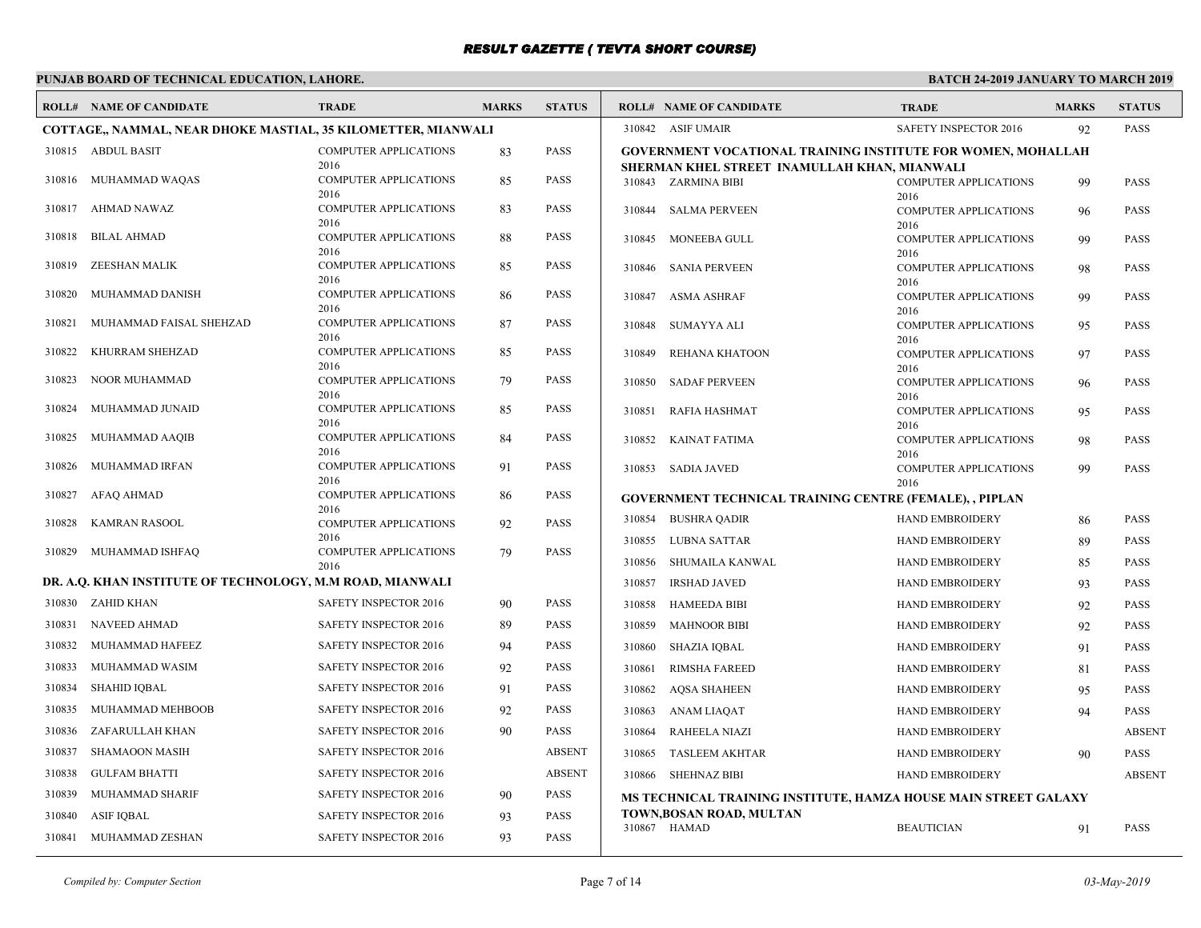# RESULT GAZETTE ( TEVTA SHORT COURSE)

**PUNJAB BOARD OF TECHNICAL EDUCATION, LAHORE.** **BATCH 24-2019 JANUARY TO MARCH 2019**

| ROLL# | NAME OF CANDIDATE | TRADE | MARKS | STATUS |
|---|---|---|---|---|
| **COTTAGE,, NAMMAL, NEAR DHOKE MASTIAL, 35 KILOMETTER, MIANWALI** | | | | |
| 310815 | ABDUL BASIT | COMPUTER APPLICATIONS 2016 | 83 | PASS |
| 310816 | MUHAMMAD WAQAS | COMPUTER APPLICATIONS 2016 | 85 | PASS |
| 310817 | AHMAD NAWAZ | COMPUTER APPLICATIONS 2016 | 83 | PASS |
| 310818 | BILAL AHMAD | COMPUTER APPLICATIONS 2016 | 88 | PASS |
| 310819 | ZEESHAN MALIK | COMPUTER APPLICATIONS 2016 | 85 | PASS |
| 310820 | MUHAMMAD DANISH | COMPUTER APPLICATIONS 2016 | 86 | PASS |
| 310821 | MUHAMMAD FAISAL SHEHZAD | COMPUTER APPLICATIONS 2016 | 87 | PASS |
| 310822 | KHURRAM SHEHZAD | COMPUTER APPLICATIONS 2016 | 85 | PASS |
| 310823 | NOOR MUHAMMAD | COMPUTER APPLICATIONS 2016 | 79 | PASS |
| 310824 | MUHAMMAD JUNAID | COMPUTER APPLICATIONS 2016 | 85 | PASS |
| 310825 | MUHAMMAD AAQIB | COMPUTER APPLICATIONS 2016 | 84 | PASS |
| 310826 | MUHAMMAD IRFAN | COMPUTER APPLICATIONS 2016 | 91 | PASS |
| 310827 | AFAQ AHMAD | COMPUTER APPLICATIONS 2016 | 86 | PASS |
| 310828 | KAMRAN RASOOL | COMPUTER APPLICATIONS 2016 | 92 | PASS |
| 310829 | MUHAMMAD ISHFAQ | COMPUTER APPLICATIONS 2016 | 79 | PASS |
| **DR. A.Q. KHAN INSTITUTE OF TECHNOLOGY, M.M ROAD, MIANWALI** | | | | |
| 310830 | ZAHID KHAN | SAFETY INSPECTOR 2016 | 90 | PASS |
| 310831 | NAVEED AHMAD | SAFETY INSPECTOR 2016 | 89 | PASS |
| 310832 | MUHAMMAD HAFEEZ | SAFETY INSPECTOR 2016 | 94 | PASS |
| 310833 | MUHAMMAD WASIM | SAFETY INSPECTOR 2016 | 92 | PASS |
| 310834 | SHAHID IQBAL | SAFETY INSPECTOR 2016 | 91 | PASS |
| 310835 | MUHAMMAD MEHBOOB | SAFETY INSPECTOR 2016 | 92 | PASS |
| 310836 | ZAFARULLAH KHAN | SAFETY INSPECTOR 2016 | 90 | PASS |
| 310837 | SHAMAOON MASIH | SAFETY INSPECTOR 2016 | | ABSENT |
| 310838 | GULFAM BHATTI | SAFETY INSPECTOR 2016 | | ABSENT |
| 310839 | MUHAMMAD SHARIF | SAFETY INSPECTOR 2016 | 90 | PASS |
| 310840 | ASIF IQBAL | SAFETY INSPECTOR 2016 | 93 | PASS |
| 310841 | MUHAMMAD ZESHAN | SAFETY INSPECTOR 2016 | 93 | PASS |
| 310842 | ASIF UMAIR | SAFETY INSPECTOR 2016 | 92 | PASS |
| **GOVERNMENT VOCATIONAL TRAINING INSTITUTE FOR WOMEN, MOHALLAH SHERMAN KHEL STREET INAMULLAH KHAN, MIANWALI** | | | | |
| 310843 | ZARMINA BIBI | COMPUTER APPLICATIONS 2016 | 99 | PASS |
| 310844 | SALMA PERVEEN | COMPUTER APPLICATIONS 2016 | 96 | PASS |
| 310845 | MONEEBA GULL | COMPUTER APPLICATIONS 2016 | 99 | PASS |
| 310846 | SANIA PERVEEN | COMPUTER APPLICATIONS 2016 | 98 | PASS |
| 310847 | ASMA ASHRAF | COMPUTER APPLICATIONS 2016 | 99 | PASS |
| 310848 | SUMAYYA ALI | COMPUTER APPLICATIONS 2016 | 95 | PASS |
| 310849 | REHANA KHATOON | COMPUTER APPLICATIONS 2016 | 97 | PASS |
| 310850 | SADAF PERVEEN | COMPUTER APPLICATIONS 2016 | 96 | PASS |
| 310851 | RAFIA HASHMAT | COMPUTER APPLICATIONS 2016 | 95 | PASS |
| 310852 | KAINAT FATIMA | COMPUTER APPLICATIONS 2016 | 98 | PASS |
| 310853 | SADIA JAVED | COMPUTER APPLICATIONS 2016 | 99 | PASS |
| **GOVERNMENT TECHNICAL TRAINING CENTRE (FEMALE), , PIPLAN** | | | | |
| 310854 | BUSHRA QADIR | HAND EMBROIDERY | 86 | PASS |
| 310855 | LUBNA SATTAR | HAND EMBROIDERY | 89 | PASS |
| 310856 | SHUMAILA KANWAL | HAND EMBROIDERY | 85 | PASS |
| 310857 | IRSHAD JAVED | HAND EMBROIDERY | 93 | PASS |
| 310858 | HAMEEDA BIBI | HAND EMBROIDERY | 92 | PASS |
| 310859 | MAHNOOR BIBI | HAND EMBROIDERY | 92 | PASS |
| 310860 | SHAZIA IQBAL | HAND EMBROIDERY | 91 | PASS |
| 310861 | RIMSHA FAREED | HAND EMBROIDERY | 81 | PASS |
| 310862 | AQSA SHAHEEN | HAND EMBROIDERY | 95 | PASS |
| 310863 | ANAM LIAQAT | HAND EMBROIDERY | 94 | PASS |
| 310864 | RAHEELA NIAZI | HAND EMBROIDERY | | ABSENT |
| 310865 | TASLEEM AKHTAR | HAND EMBROIDERY | 90 | PASS |
| 310866 | SHEHNAZ BIBI | HAND EMBROIDERY | | ABSENT |
| **MS TECHNICAL TRAINING INSTITUTE, HAMZA HOUSE MAIN STREET GALAXY TOWN,BOSAN ROAD, MULTAN** | | | | |
| 310867 | HAMAD | BEAUTICIAN | 91 | PASS |

*Compiled by: Computer Section* *03-May-2019*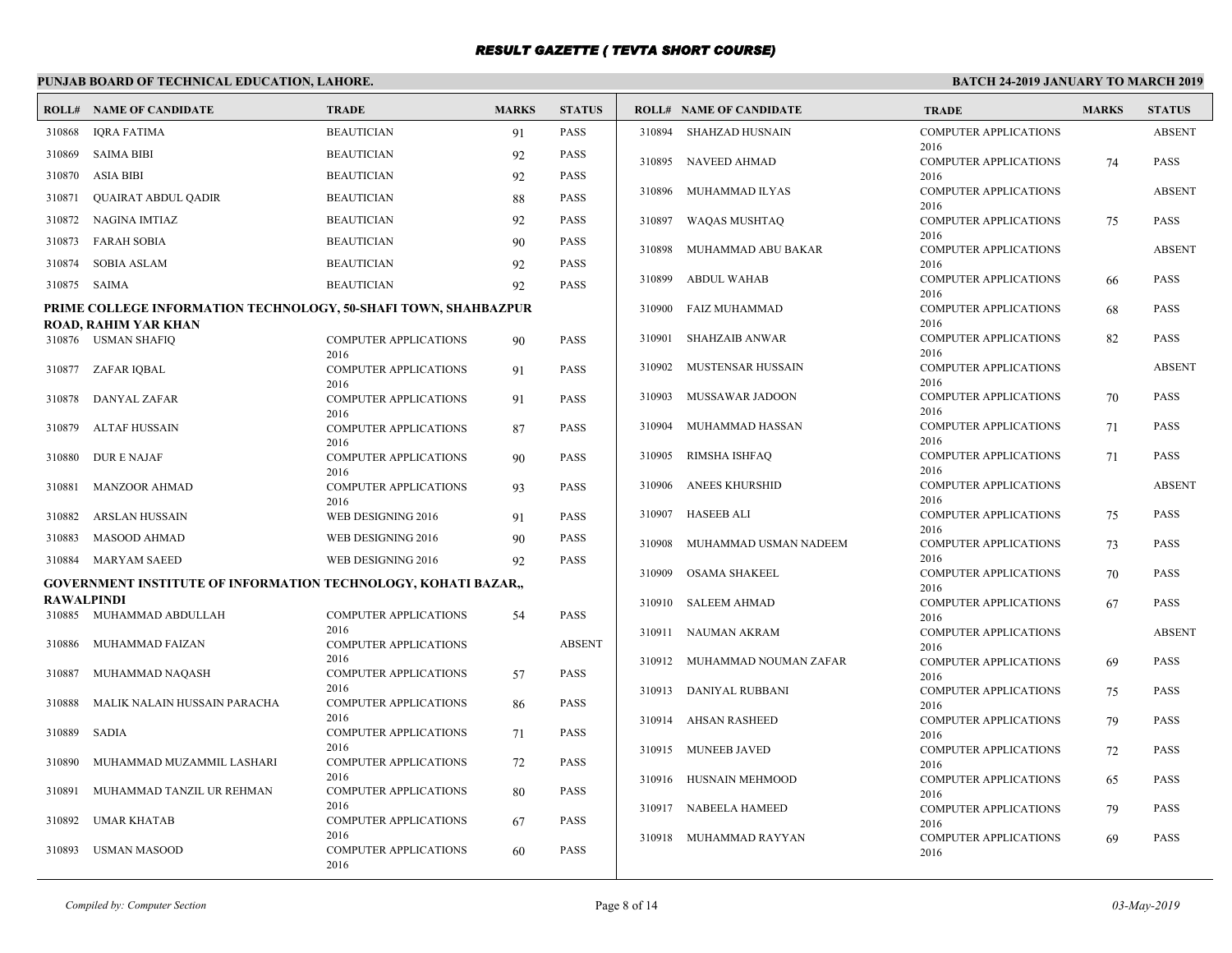# RESULT GAZETTE ( TEVTA SHORT COURSE)

## PUNJAB BOARD OF TECHNICAL EDUCATION, LAHORE.

**BATCH 24-2019 JANUARY TO MARCH 2019**

| ROLL# | NAME OF CANDIDATE | TRADE | MARKS | STATUS |
|---|---|---|---|---|
| 310868 | IQRA FATIMA | BEAUTICIAN | 91 | PASS |
| 310869 | SAIMA BIBI | BEAUTICIAN | 92 | PASS |
| 310870 | ASIA BIBI | BEAUTICIAN | 92 | PASS |
| 310871 | QUAIRAT ABDUL QADIR | BEAUTICIAN | 88 | PASS |
| 310872 | NAGINA IMTIAZ | BEAUTICIAN | 92 | PASS |
| 310873 | FARAH SOBIA | BEAUTICIAN | 90 | PASS |
| 310874 | SOBIA ASLAM | BEAUTICIAN | 92 | PASS |
| 310875 | SAIMA | BEAUTICIAN | 92 | PASS |

**PRIME COLLEGE INFORMATION TECHNOLOGY, 50-SHAFI TOWN, SHAHBAZPUR ROAD, RAHIM YAR KHAN**

| ROLL# | NAME OF CANDIDATE | TRADE | MARKS | STATUS |
|---|---|---|---|---|
| 310876 | USMAN SHAFIQ | COMPUTER APPLICATIONS 2016 | 90 | PASS |
| 310877 | ZAFAR IQBAL | COMPUTER APPLICATIONS 2016 | 91 | PASS |
| 310878 | DANYAL ZAFAR | COMPUTER APPLICATIONS 2016 | 91 | PASS |
| 310879 | ALTAF HUSSAIN | COMPUTER APPLICATIONS 2016 | 87 | PASS |
| 310880 | DUR E NAJAF | COMPUTER APPLICATIONS 2016 | 90 | PASS |
| 310881 | MANZOOR AHMAD | COMPUTER APPLICATIONS 2016 | 93 | PASS |
| 310882 | ARSLAN HUSSAIN | WEB DESIGNING 2016 | 91 | PASS |
| 310883 | MASOOD AHMAD | WEB DESIGNING 2016 | 90 | PASS |
| 310884 | MARYAM SAEED | WEB DESIGNING 2016 | 92 | PASS |

**GOVERNMENT INSTITUTE OF INFORMATION TECHNOLOGY, KOHATI BAZAR,, RAWALPINDI**

| ROLL# | NAME OF CANDIDATE | TRADE | MARKS | STATUS |
|---|---|---|---|---|
| 310885 | MUHAMMAD ABDULLAH | COMPUTER APPLICATIONS 2016 | 54 | PASS |
| 310886 | MUHAMMAD FAIZAN | COMPUTER APPLICATIONS 2016 | | ABSENT |
| 310887 | MUHAMMAD NAQASH | COMPUTER APPLICATIONS 2016 | 57 | PASS |
| 310888 | MALIK NALAIN HUSSAIN PARACHA | COMPUTER APPLICATIONS 2016 | 86 | PASS |
| 310889 | SADIA | COMPUTER APPLICATIONS 2016 | 71 | PASS |
| 310890 | MUHAMMAD MUZAMMIL LASHARI | COMPUTER APPLICATIONS 2016 | 72 | PASS |
| 310891 | MUHAMMAD TANZIL UR REHMAN | COMPUTER APPLICATIONS 2016 | 80 | PASS |
| 310892 | UMAR KHATAB | COMPUTER APPLICATIONS 2016 | 67 | PASS |
| 310893 | USMAN MASOOD | COMPUTER APPLICATIONS 2016 | 60 | PASS |
| 310894 | SHAHZAD HUSNAIN | COMPUTER APPLICATIONS 2016 | | ABSENT |
| 310895 | NAVEED AHMAD | COMPUTER APPLICATIONS 2016 | 74 | PASS |
| 310896 | MUHAMMAD ILYAS | COMPUTER APPLICATIONS 2016 | | ABSENT |
| 310897 | WAQAS MUSHTAQ | COMPUTER APPLICATIONS 2016 | 75 | PASS |
| 310898 | MUHAMMAD ABU BAKAR | COMPUTER APPLICATIONS 2016 | | ABSENT |
| 310899 | ABDUL WAHAB | COMPUTER APPLICATIONS 2016 | 66 | PASS |
| 310900 | FAIZ MUHAMMAD | COMPUTER APPLICATIONS 2016 | 68 | PASS |
| 310901 | SHAHZAIB ANWAR | COMPUTER APPLICATIONS 2016 | 82 | PASS |
| 310902 | MUSTENSAR HUSSAIN | COMPUTER APPLICATIONS 2016 | | ABSENT |
| 310903 | MUSSAWAR JADOON | COMPUTER APPLICATIONS 2016 | 70 | PASS |
| 310904 | MUHAMMAD HASSAN | COMPUTER APPLICATIONS 2016 | 71 | PASS |
| 310905 | RIMSHA ISHFAQ | COMPUTER APPLICATIONS 2016 | 71 | PASS |
| 310906 | ANEES KHURSHID | COMPUTER APPLICATIONS 2016 | | ABSENT |
| 310907 | HASEEB ALI | COMPUTER APPLICATIONS 2016 | 75 | PASS |
| 310908 | MUHAMMAD USMAN NADEEM | COMPUTER APPLICATIONS 2016 | 73 | PASS |
| 310909 | OSAMA SHAKEEL | COMPUTER APPLICATIONS 2016 | 70 | PASS |
| 310910 | SALEEM AHMAD | COMPUTER APPLICATIONS 2016 | 67 | PASS |
| 310911 | NAUMAN AKRAM | COMPUTER APPLICATIONS 2016 | | ABSENT |
| 310912 | MUHAMMAD NOUMAN ZAFAR | COMPUTER APPLICATIONS 2016 | 69 | PASS |
| 310913 | DANIYAL RUBBANI | COMPUTER APPLICATIONS 2016 | 75 | PASS |
| 310914 | AHSAN RASHEED | COMPUTER APPLICATIONS 2016 | 79 | PASS |
| 310915 | MUNEEB JAVED | COMPUTER APPLICATIONS 2016 | 72 | PASS |
| 310916 | HUSNAIN MEHMOOD | COMPUTER APPLICATIONS 2016 | 65 | PASS |
| 310917 | NABEELA HAMEED | COMPUTER APPLICATIONS 2016 | 79 | PASS |
| 310918 | MUHAMMAD RAYYAN | COMPUTER APPLICATIONS 2016 | 69 | PASS |

*Compiled by: Computer Section* *03-May-2019*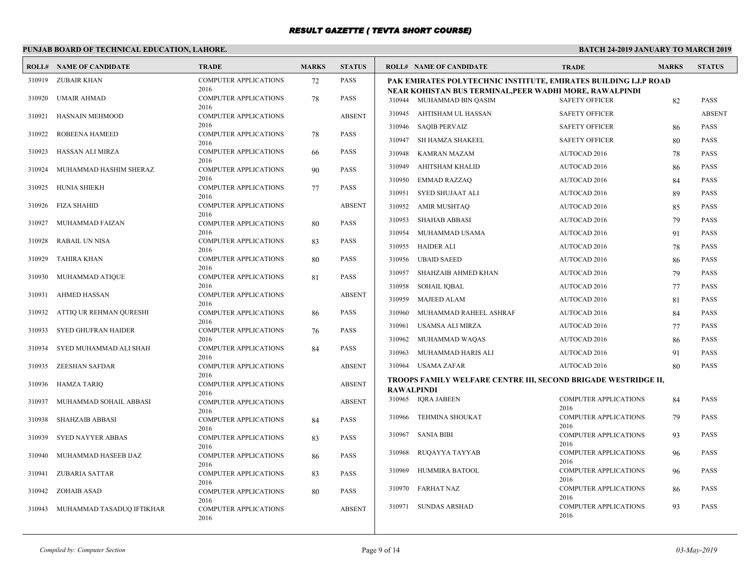# RESULT GAZETTE ( TEVTA SHORT COURSE)

**PUNJAB BOARD OF TECHNICAL EDUCATION, LAHORE.**

**BATCH 24-2019 JANUARY TO MARCH 2019**

| ROLL# | NAME OF CANDIDATE | TRADE | MARKS | STATUS |
|---|---|---|---|---|
| 310919 | ZUBAIR KHAN | COMPUTER APPLICATIONS 2016 | 72 | PASS |
| 310920 | UMAIR AHMAD | COMPUTER APPLICATIONS 2016 | 78 | PASS |
| 310921 | HASNAIN MEHMOOD | COMPUTER APPLICATIONS 2016 | | ABSENT |
| 310922 | ROBEENA HAMEED | COMPUTER APPLICATIONS 2016 | 78 | PASS |
| 310923 | HASSAN ALI MIRZA | COMPUTER APPLICATIONS 2016 | 66 | PASS |
| 310924 | MUHAMMAD HASHIM SHERAZ | COMPUTER APPLICATIONS 2016 | 90 | PASS |
| 310925 | HUNIA SHIEKH | COMPUTER APPLICATIONS 2016 | 77 | PASS |
| 310926 | FIZA SHAHID | COMPUTER APPLICATIONS 2016 | | ABSENT |
| 310927 | MUHAMMAD FAIZAN | COMPUTER APPLICATIONS 2016 | 80 | PASS |
| 310928 | RABAIL UN NISA | COMPUTER APPLICATIONS 2016 | 83 | PASS |
| 310929 | TAHIRA KHAN | COMPUTER APPLICATIONS 2016 | 80 | PASS |
| 310930 | MUHAMMAD ATIQUE | COMPUTER APPLICATIONS 2016 | 81 | PASS |
| 310931 | AHMED HASSAN | COMPUTER APPLICATIONS 2016 | | ABSENT |
| 310932 | ATTIQ UR REHMAN QURESHI | COMPUTER APPLICATIONS 2016 | 86 | PASS |
| 310933 | SYED GHUFRAN HAIDER | COMPUTER APPLICATIONS 2016 | 76 | PASS |
| 310934 | SYED MUHAMMAD ALI SHAH | COMPUTER APPLICATIONS 2016 | 84 | PASS |
| 310935 | ZEESHAN SAFDAR | COMPUTER APPLICATIONS 2016 | | ABSENT |
| 310936 | HAMZA TARIQ | COMPUTER APPLICATIONS 2016 | | ABSENT |
| 310937 | MUHAMMAD SOHAIL ABBASI | COMPUTER APPLICATIONS 2016 | | ABSENT |
| 310938 | SHAHZAIB ABBASI | COMPUTER APPLICATIONS 2016 | 84 | PASS |
| 310939 | SYED NAYYER ABBAS | COMPUTER APPLICATIONS 2016 | 83 | PASS |
| 310940 | MUHAMMAD HASEEB IJAZ | COMPUTER APPLICATIONS 2016 | 86 | PASS |
| 310941 | ZUBARIA SATTAR | COMPUTER APPLICATIONS 2016 | 83 | PASS |
| 310942 | ZOHAIB ASAD | COMPUTER APPLICATIONS 2016 | 80 | PASS |
| 310943 | MUHAMMAD TASADUQ IFTIKHAR | COMPUTER APPLICATIONS 2016 | | ABSENT |

**PAK EMIRATES POLYTECHNIC INSTITUTE, EMIRATES BUILDING I.J.P ROAD NEAR KOHISTAN BUS TERMINAL,PEER WADHI MORE, RAWALPINDI**

| ROLL# | NAME OF CANDIDATE | TRADE | MARKS | STATUS |
|---|---|---|---|---|
| 310944 | MUHAMMAD BIN QASIM | SAFETY OFFICER | 82 | PASS |
| 310945 | AHTISHAM UL HASSAN | SAFETY OFFICER | | ABSENT |
| 310946 | SAQIB PERVAIZ | SAFETY OFFICER | 86 | PASS |
| 310947 | SH HAMZA SHAKEEL | SAFETY OFFICER | 80 | PASS |
| 310948 | KAMRAN MAZAM | AUTOCAD 2016 | 78 | PASS |
| 310949 | AHITSHAM KHALID | AUTOCAD 2016 | 86 | PASS |
| 310950 | EMMAD RAZZAQ | AUTOCAD 2016 | 84 | PASS |
| 310951 | SYED SHUJAAT ALI | AUTOCAD 2016 | 89 | PASS |
| 310952 | AMIR MUSHTAQ | AUTOCAD 2016 | 85 | PASS |
| 310953 | SHAHAB ABBASI | AUTOCAD 2016 | 79 | PASS |
| 310954 | MUHAMMAD USAMA | AUTOCAD 2016 | 91 | PASS |
| 310955 | HAIDER ALI | AUTOCAD 2016 | 78 | PASS |
| 310956 | UBAID SAEED | AUTOCAD 2016 | 86 | PASS |
| 310957 | SHAHZAIB AHMED KHAN | AUTOCAD 2016 | 79 | PASS |
| 310958 | SOHAIL IQBAL | AUTOCAD 2016 | 77 | PASS |
| 310959 | MAJEED ALAM | AUTOCAD 2016 | 81 | PASS |
| 310960 | MUHAMMAD RAHEEL ASHRAF | AUTOCAD 2016 | 84 | PASS |
| 310961 | USAMSA ALI MIRZA | AUTOCAD 2016 | 77 | PASS |
| 310962 | MUHAMMAD WAQAS | AUTOCAD 2016 | 86 | PASS |
| 310963 | MUHAMMAD HARIS ALI | AUTOCAD 2016 | 91 | PASS |
| 310964 | USAMA ZAFAR | AUTOCAD 2016 | 80 | PASS |

**TROOPS FAMILY WELFARE CENTRE III, SECOND BRIGADE WESTRIDGE II, RAWALPINDI**

| ROLL# | NAME OF CANDIDATE | TRADE | MARKS | STATUS |
|---|---|---|---|---|
| 310965 | IQRA JABEEN | COMPUTER APPLICATIONS 2016 | 84 | PASS |
| 310966 | TEHMINA SHOUKAT | COMPUTER APPLICATIONS 2016 | 79 | PASS |
| 310967 | SANIA BIBI | COMPUTER APPLICATIONS 2016 | 93 | PASS |
| 310968 | RUQAYYA TAYYAB | COMPUTER APPLICATIONS 2016 | 96 | PASS |
| 310969 | HUMMIRA BATOOL | COMPUTER APPLICATIONS 2016 | 96 | PASS |
| 310970 | FARHAT NAZ | COMPUTER APPLICATIONS 2016 | 86 | PASS |
| 310971 | SUNDAS ARSHAD | COMPUTER APPLICATIONS 2016 | 93 | PASS |

*Compiled by: Computer Section* *03-May-2019*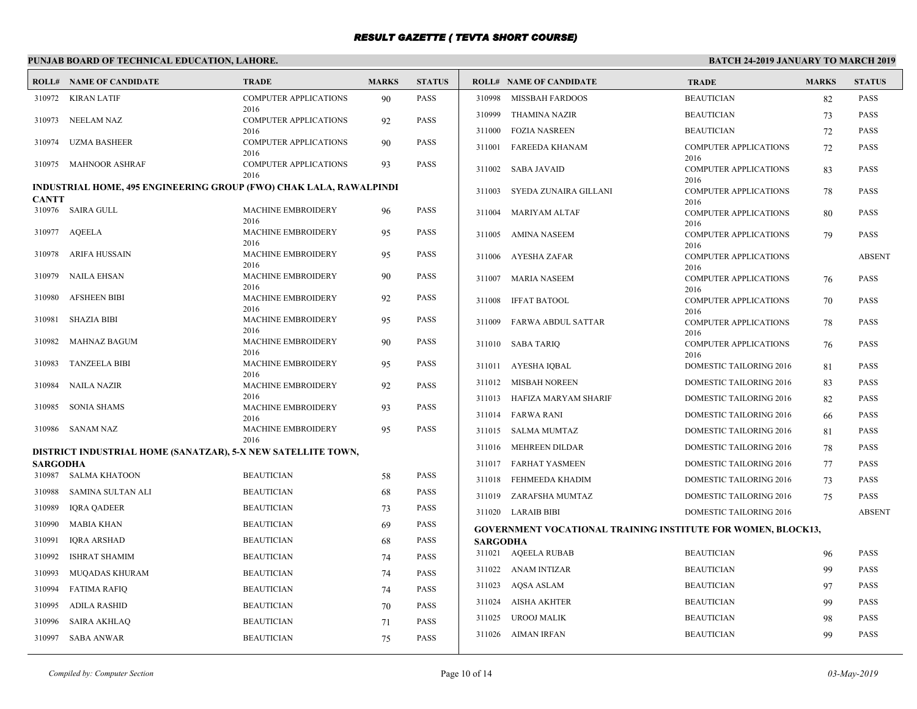# RESULT GAZETTE ( TEVTA SHORT COURSE)

**PUNJAB BOARD OF TECHNICAL EDUCATION, LAHORE.**

**BATCH 24-2019 JANUARY TO MARCH 2019**

| ROLL# | NAME OF CANDIDATE | TRADE | MARKS | STATUS |
|---|---|---|---|---|
| 310972 | KIRAN LATIF | COMPUTER APPLICATIONS 2016 | 90 | PASS |
| 310973 | NEELAM NAZ | COMPUTER APPLICATIONS 2016 | 92 | PASS |
| 310974 | UZMA BASHEER | COMPUTER APPLICATIONS 2016 | 90 | PASS |
| 310975 | MAHNOOR ASHRAF | COMPUTER APPLICATIONS 2016 | 93 | PASS |

**INDUSTRIAL HOME, 495 ENGINEERING GROUP (FWO) CHAK LALA, RAWALPINDI CANTT**

| ROLL# | NAME OF CANDIDATE | TRADE | MARKS | STATUS |
|---|---|---|---|---|
| 310976 | SAIRA GULL | MACHINE EMBROIDERY 2016 | 96 | PASS |
| 310977 | AQEELA | MACHINE EMBROIDERY 2016 | 95 | PASS |
| 310978 | ARIFA HUSSAIN | MACHINE EMBROIDERY 2016 | 95 | PASS |
| 310979 | NAILA EHSAN | MACHINE EMBROIDERY 2016 | 90 | PASS |
| 310980 | AFSHEEN BIBI | MACHINE EMBROIDERY 2016 | 92 | PASS |
| 310981 | SHAZIA BIBI | MACHINE EMBROIDERY 2016 | 95 | PASS |
| 310982 | MAHNAZ BAGUM | MACHINE EMBROIDERY 2016 | 90 | PASS |
| 310983 | TANZEELA BIBI | MACHINE EMBROIDERY 2016 | 95 | PASS |
| 310984 | NAILA NAZIR | MACHINE EMBROIDERY 2016 | 92 | PASS |
| 310985 | SONIA SHAMS | MACHINE EMBROIDERY 2016 | 93 | PASS |
| 310986 | SANAM NAZ | MACHINE EMBROIDERY 2016 | 95 | PASS |

**DISTRICT INDUSTRIAL HOME (SANATZAR), 5-X NEW SATELLITE TOWN, SARGODHA**

| ROLL# | NAME OF CANDIDATE | TRADE | MARKS | STATUS |
|---|---|---|---|---|
| 310987 | SALMA KHATOON | BEAUTICIAN | 58 | PASS |
| 310988 | SAMINA SULTAN ALI | BEAUTICIAN | 68 | PASS |
| 310989 | IQRA QADEER | BEAUTICIAN | 73 | PASS |
| 310990 | MABIA KHAN | BEAUTICIAN | 69 | PASS |
| 310991 | IQRA ARSHAD | BEAUTICIAN | 68 | PASS |
| 310992 | ISHRAT SHAMIM | BEAUTICIAN | 74 | PASS |
| 310993 | MUQADAS KHURAM | BEAUTICIAN | 74 | PASS |
| 310994 | FATIMA RAFIQ | BEAUTICIAN | 74 | PASS |
| 310995 | ADILA RASHID | BEAUTICIAN | 70 | PASS |
| 310996 | SAIRA AKHLAQ | BEAUTICIAN | 71 | PASS |
| 310997 | SABA ANWAR | BEAUTICIAN | 75 | PASS |
| 310998 | MISSBAH FARDOOS | BEAUTICIAN | 82 | PASS |
| 310999 | THAMINA NAZIR | BEAUTICIAN | 73 | PASS |
| 311000 | FOZIA NASREEN | BEAUTICIAN | 72 | PASS |
| 311001 | FAREEDA KHANAM | COMPUTER APPLICATIONS 2016 | 72 | PASS |
| 311002 | SABA JAVAID | COMPUTER APPLICATIONS 2016 | 83 | PASS |
| 311003 | SYEDA ZUNAIRA GILLANI | COMPUTER APPLICATIONS 2016 | 78 | PASS |
| 311004 | MARIYAM ALTAF | COMPUTER APPLICATIONS 2016 | 80 | PASS |
| 311005 | AMINA NASEEM | COMPUTER APPLICATIONS 2016 | 79 | PASS |
| 311006 | AYESHA ZAFAR | COMPUTER APPLICATIONS 2016 | | ABSENT |
| 311007 | MARIA NASEEM | COMPUTER APPLICATIONS 2016 | 76 | PASS |
| 311008 | IFFAT BATOOL | COMPUTER APPLICATIONS 2016 | 70 | PASS |
| 311009 | FARWA ABDUL SATTAR | COMPUTER APPLICATIONS 2016 | 78 | PASS |
| 311010 | SABA TARIQ | COMPUTER APPLICATIONS 2016 | 76 | PASS |
| 311011 | AYESHA IQBAL | DOMESTIC TAILORING 2016 | 81 | PASS |
| 311012 | MISBAH NOREEN | DOMESTIC TAILORING 2016 | 83 | PASS |
| 311013 | HAFIZA MARYAM SHARIF | DOMESTIC TAILORING 2016 | 82 | PASS |
| 311014 | FARWA RANI | DOMESTIC TAILORING 2016 | 66 | PASS |
| 311015 | SALMA MUMTAZ | DOMESTIC TAILORING 2016 | 81 | PASS |
| 311016 | MEHREEN DILDAR | DOMESTIC TAILORING 2016 | 78 | PASS |
| 311017 | FARHAT YASMEEN | DOMESTIC TAILORING 2016 | 77 | PASS |
| 311018 | FEHMEEDA KHADIM | DOMESTIC TAILORING 2016 | 73 | PASS |
| 311019 | ZARAFSHA MUMTAZ | DOMESTIC TAILORING 2016 | 75 | PASS |
| 311020 | LARAIB BIBI | DOMESTIC TAILORING 2016 | | ABSENT |

**GOVERNMENT VOCATIONAL TRAINING INSTITUTE FOR WOMEN, BLOCK13, SARGODHA**

| ROLL# | NAME OF CANDIDATE | TRADE | MARKS | STATUS |
|---|---|---|---|---|
| 311021 | AQEELA RUBAB | BEAUTICIAN | 96 | PASS |
| 311022 | ANAM INTIZAR | BEAUTICIAN | 99 | PASS |
| 311023 | AQSA ASLAM | BEAUTICIAN | 97 | PASS |
| 311024 | AISHA AKHTER | BEAUTICIAN | 99 | PASS |
| 311025 | UROOJ MALIK | BEAUTICIAN | 98 | PASS |
| 311026 | AIMAN IRFAN | BEAUTICIAN | 99 | PASS |

*Compiled by: Computer Section*

*03-May-2019*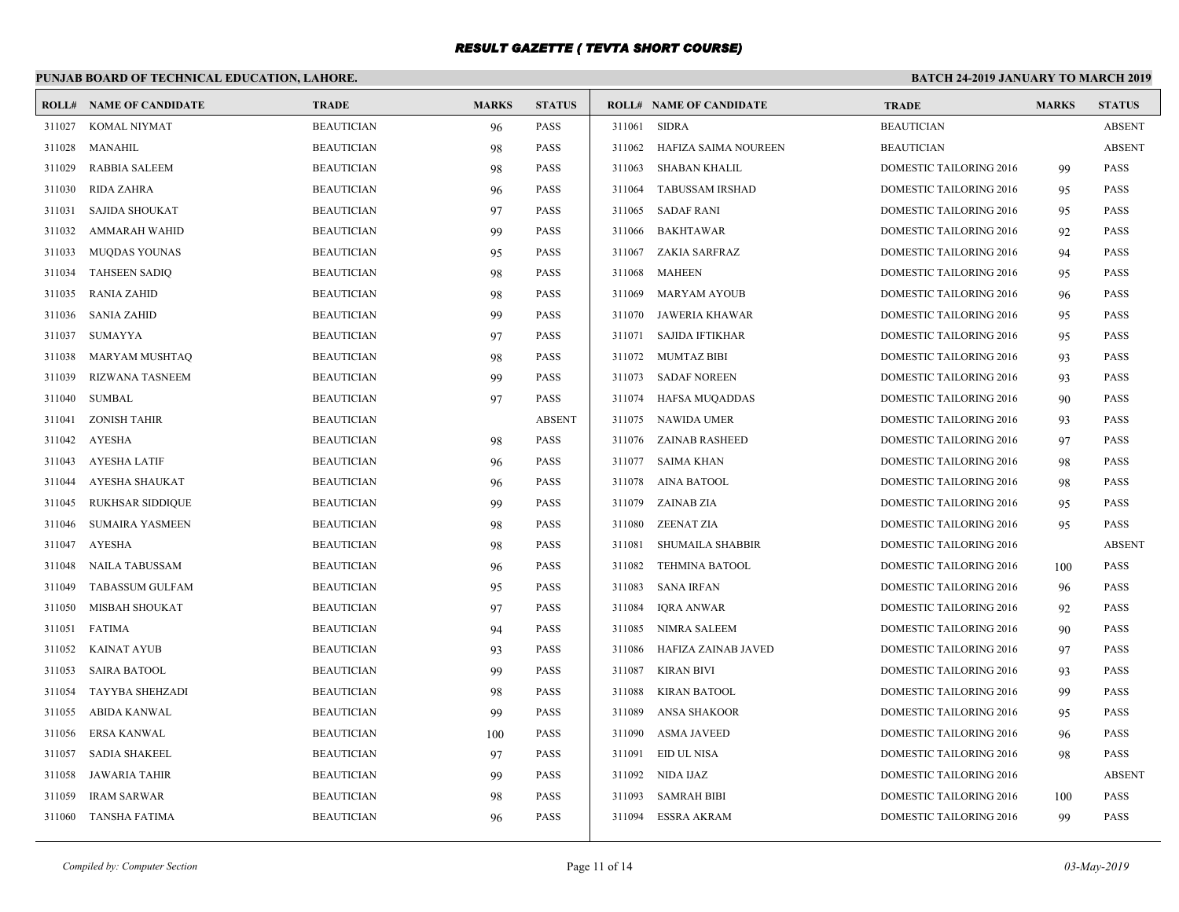## RESULT GAZETTE ( TEVTA SHORT COURSE)

**PUNJAB BOARD OF TECHNICAL EDUCATION, LAHORE.**

**BATCH 24-2019 JANUARY TO MARCH 2019**

| ROLL# | NAME OF CANDIDATE | TRADE | MARKS | STATUS |
|---|---|---|---|---|
| 311027 | KOMAL NIYMAT | BEAUTICIAN | 96 | PASS |
| 311028 | MANAHIL | BEAUTICIAN | 98 | PASS |
| 311029 | RABBIA SALEEM | BEAUTICIAN | 98 | PASS |
| 311030 | RIDA ZAHRA | BEAUTICIAN | 96 | PASS |
| 311031 | SAJIDA SHOUKAT | BEAUTICIAN | 97 | PASS |
| 311032 | AMMARAH WAHID | BEAUTICIAN | 99 | PASS |
| 311033 | MUQDAS YOUNAS | BEAUTICIAN | 95 | PASS |
| 311034 | TAHSEEN SADIQ | BEAUTICIAN | 98 | PASS |
| 311035 | RANIA ZAHID | BEAUTICIAN | 98 | PASS |
| 311036 | SANIA ZAHID | BEAUTICIAN | 99 | PASS |
| 311037 | SUMAYYA | BEAUTICIAN | 97 | PASS |
| 311038 | MARYAM MUSHTAQ | BEAUTICIAN | 98 | PASS |
| 311039 | RIZWANA TASNEEM | BEAUTICIAN | 99 | PASS |
| 311040 | SUMBAL | BEAUTICIAN | 97 | PASS |
| 311041 | ZONISH TAHIR | BEAUTICIAN | | ABSENT |
| 311042 | AYESHA | BEAUTICIAN | 98 | PASS |
| 311043 | AYESHA LATIF | BEAUTICIAN | 96 | PASS |
| 311044 | AYESHA SHAUKAT | BEAUTICIAN | 96 | PASS |
| 311045 | RUKHSAR SIDDIQUE | BEAUTICIAN | 99 | PASS |
| 311046 | SUMAIRA YASMEEN | BEAUTICIAN | 98 | PASS |
| 311047 | AYESHA | BEAUTICIAN | 98 | PASS |
| 311048 | NAILA TABUSSAM | BEAUTICIAN | 96 | PASS |
| 311049 | TABASSUM GULFAM | BEAUTICIAN | 95 | PASS |
| 311050 | MISBAH SHOUKAT | BEAUTICIAN | 97 | PASS |
| 311051 | FATIMA | BEAUTICIAN | 94 | PASS |
| 311052 | KAINAT AYUB | BEAUTICIAN | 93 | PASS |
| 311053 | SAIRA BATOOL | BEAUTICIAN | 99 | PASS |
| 311054 | TAYYBA SHEHZADI | BEAUTICIAN | 98 | PASS |
| 311055 | ABIDA KANWAL | BEAUTICIAN | 99 | PASS |
| 311056 | ERSA KANWAL | BEAUTICIAN | 100 | PASS |
| 311057 | SADIA SHAKEEL | BEAUTICIAN | 97 | PASS |
| 311058 | JAWARIA TAHIR | BEAUTICIAN | 99 | PASS |
| 311059 | IRAM SARWAR | BEAUTICIAN | 98 | PASS |
| 311060 | TANSHA FATIMA | BEAUTICIAN | 96 | PASS |
| 311061 | SIDRA | BEAUTICIAN | | ABSENT |
| 311062 | HAFIZA SAIMA NOUREEN | BEAUTICIAN | | ABSENT |
| 311063 | SHABAN KHALIL | DOMESTIC TAILORING 2016 | 99 | PASS |
| 311064 | TABUSSAM IRSHAD | DOMESTIC TAILORING 2016 | 95 | PASS |
| 311065 | SADAF RANI | DOMESTIC TAILORING 2016 | 95 | PASS |
| 311066 | BAKHTAWAR | DOMESTIC TAILORING 2016 | 92 | PASS |
| 311067 | ZAKIA SARFRAZ | DOMESTIC TAILORING 2016 | 94 | PASS |
| 311068 | MAHEEN | DOMESTIC TAILORING 2016 | 95 | PASS |
| 311069 | MARYAM AYOUB | DOMESTIC TAILORING 2016 | 96 | PASS |
| 311070 | JAWERIA KHAWAR | DOMESTIC TAILORING 2016 | 95 | PASS |
| 311071 | SAJIDA IFTIKHAR | DOMESTIC TAILORING 2016 | 95 | PASS |
| 311072 | MUMTAZ BIBI | DOMESTIC TAILORING 2016 | 93 | PASS |
| 311073 | SADAF NOREEN | DOMESTIC TAILORING 2016 | 93 | PASS |
| 311074 | HAFSA MUQADDAS | DOMESTIC TAILORING 2016 | 90 | PASS |
| 311075 | NAWIDA UMER | DOMESTIC TAILORING 2016 | 93 | PASS |
| 311076 | ZAINAB RASHEED | DOMESTIC TAILORING 2016 | 97 | PASS |
| 311077 | SAIMA KHAN | DOMESTIC TAILORING 2016 | 98 | PASS |
| 311078 | AINA BATOOL | DOMESTIC TAILORING 2016 | 98 | PASS |
| 311079 | ZAINAB ZIA | DOMESTIC TAILORING 2016 | 95 | PASS |
| 311080 | ZEENAT ZIA | DOMESTIC TAILORING 2016 | 95 | PASS |
| 311081 | SHUMAILA SHABBIR | DOMESTIC TAILORING 2016 | | ABSENT |
| 311082 | TEHMINA BATOOL | DOMESTIC TAILORING 2016 | 100 | PASS |
| 311083 | SANA IRFAN | DOMESTIC TAILORING 2016 | 96 | PASS |
| 311084 | IQRA ANWAR | DOMESTIC TAILORING 2016 | 92 | PASS |
| 311085 | NIMRA SALEEM | DOMESTIC TAILORING 2016 | 90 | PASS |
| 311086 | HAFIZA ZAINAB JAVED | DOMESTIC TAILORING 2016 | 97 | PASS |
| 311087 | KIRAN BIVI | DOMESTIC TAILORING 2016 | 93 | PASS |
| 311088 | KIRAN BATOOL | DOMESTIC TAILORING 2016 | 99 | PASS |
| 311089 | ANSA SHAKOOR | DOMESTIC TAILORING 2016 | 95 | PASS |
| 311090 | ASMA JAVEED | DOMESTIC TAILORING 2016 | 96 | PASS |
| 311091 | EID UL NISA | DOMESTIC TAILORING 2016 | 98 | PASS |
| 311092 | NIDA IJAZ | DOMESTIC TAILORING 2016 | | ABSENT |
| 311093 | SAMRAH BIBI | DOMESTIC TAILORING 2016 | 100 | PASS |
| 311094 | ESSRA AKRAM | DOMESTIC TAILORING 2016 | 99 | PASS |

*Compiled by: Computer Section*

*03-May-2019*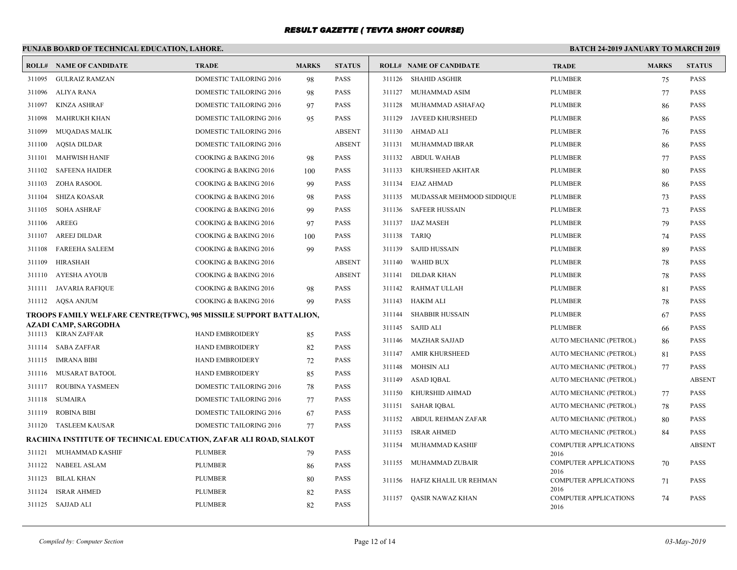# RESULT GAZETTE ( TEVTA SHORT COURSE)

**PUNJAB BOARD OF TECHNICAL EDUCATION, LAHORE.** **BATCH 24-2019 JANUARY TO MARCH 2019**

| ROLL# | NAME OF CANDIDATE | TRADE | MARKS | STATUS |
|---|---|---|---|---|
| 311095 | GULRAIZ RAMZAN | DOMESTIC TAILORING 2016 | 98 | PASS |
| 311096 | ALIYA RANA | DOMESTIC TAILORING 2016 | 98 | PASS |
| 311097 | KINZA ASHRAF | DOMESTIC TAILORING 2016 | 97 | PASS |
| 311098 | MAHRUKH KHAN | DOMESTIC TAILORING 2016 | 95 | PASS |
| 311099 | MUQADAS MALIK | DOMESTIC TAILORING 2016 | | ABSENT |
| 311100 | AQSIA DILDAR | DOMESTIC TAILORING 2016 | | ABSENT |
| 311101 | MAHWISH HANIF | COOKING & BAKING 2016 | 98 | PASS |
| 311102 | SAFEENA HAIDER | COOKING & BAKING 2016 | 100 | PASS |
| 311103 | ZOHA RASOOL | COOKING & BAKING 2016 | 99 | PASS |
| 311104 | SHIZA KOASAR | COOKING & BAKING 2016 | 98 | PASS |
| 311105 | SOHA ASHRAF | COOKING & BAKING 2016 | 99 | PASS |
| 311106 | AREEG | COOKING & BAKING 2016 | 97 | PASS |
| 311107 | AREEJ DILDAR | COOKING & BAKING 2016 | 100 | PASS |
| 311108 | FAREEHA SALEEM | COOKING & BAKING 2016 | 99 | PASS |
| 311109 | HIRASHAH | COOKING & BAKING 2016 | | ABSENT |
| 311110 | AYESHA AYOUB | COOKING & BAKING 2016 | | ABSENT |
| 311111 | JAVARIA RAFIQUE | COOKING & BAKING 2016 | 98 | PASS |
| 311112 | AQSA ANJUM | COOKING & BAKING 2016 | 99 | PASS |

**TROOPS FAMILY WELFARE CENTRE(TFWC), 905 MISSILE SUPPORT BATTALION, AZADI CAMP, SARGODHA**

| ROLL# | NAME OF CANDIDATE | TRADE | MARKS | STATUS |
|---|---|---|---|---|
| 311113 | KIRAN ZAFFAR | HAND EMBROIDERY | 85 | PASS |
| 311114 | SABA ZAFFAR | HAND EMBROIDERY | 82 | PASS |
| 311115 | IMRANA BIBI | HAND EMBROIDERY | 72 | PASS |
| 311116 | MUSARAT BATOOL | HAND EMBROIDERY | 85 | PASS |
| 311117 | ROUBINA YASMEEN | DOMESTIC TAILORING 2016 | 78 | PASS |
| 311118 | SUMAIRA | DOMESTIC TAILORING 2016 | 77 | PASS |
| 311119 | ROBINA BIBI | DOMESTIC TAILORING 2016 | 67 | PASS |
| 311120 | TASLEEM KAUSAR | DOMESTIC TAILORING 2016 | 77 | PASS |

**RACHINA INSTITUTE OF TECHNICAL EDUCATION, ZAFAR ALI ROAD, SIALKOT**

| ROLL# | NAME OF CANDIDATE | TRADE | MARKS | STATUS |
|---|---|---|---|---|
| 311121 | MUHAMMAD KASHIF | PLUMBER | 79 | PASS |
| 311122 | NABEEL ASLAM | PLUMBER | 86 | PASS |
| 311123 | BILAL KHAN | PLUMBER | 80 | PASS |
| 311124 | ISRAR AHMED | PLUMBER | 82 | PASS |
| 311125 | SAJJAD ALI | PLUMBER | 82 | PASS |
| 311126 | SHAHID ASGHIR | PLUMBER | 75 | PASS |
| 311127 | MUHAMMAD ASIM | PLUMBER | 77 | PASS |
| 311128 | MUHAMMAD ASHAFAQ | PLUMBER | 86 | PASS |
| 311129 | JAVEED KHURSHEED | PLUMBER | 86 | PASS |
| 311130 | AHMAD ALI | PLUMBER | 76 | PASS |
| 311131 | MUHAMMAD IBRAR | PLUMBER | 86 | PASS |
| 311132 | ABDUL WAHAB | PLUMBER | 77 | PASS |
| 311133 | KHURSHEED AKHTAR | PLUMBER | 80 | PASS |
| 311134 | EJAZ AHMAD | PLUMBER | 86 | PASS |
| 311135 | MUDASSAR MEHMOOD SIDDIQUE | PLUMBER | 73 | PASS |
| 311136 | SAFEER HUSSAIN | PLUMBER | 73 | PASS |
| 311137 | IJAZ MASEH | PLUMBER | 79 | PASS |
| 311138 | TARIQ | PLUMBER | 74 | PASS |
| 311139 | SAJID HUSSAIN | PLUMBER | 89 | PASS |
| 311140 | WAHID BUX | PLUMBER | 78 | PASS |
| 311141 | DILDAR KHAN | PLUMBER | 78 | PASS |
| 311142 | RAHMAT ULLAH | PLUMBER | 81 | PASS |
| 311143 | HAKIM ALI | PLUMBER | 78 | PASS |
| 311144 | SHABBIR HUSSAIN | PLUMBER | 67 | PASS |
| 311145 | SAJID ALI | PLUMBER | 66 | PASS |
| 311146 | MAZHAR SAJJAD | AUTO MECHANIC (PETROL) | 86 | PASS |
| 311147 | AMIR KHURSHEED | AUTO MECHANIC (PETROL) | 81 | PASS |
| 311148 | MOHSIN ALI | AUTO MECHANIC (PETROL) | 77 | PASS |
| 311149 | ASAD IQBAL | AUTO MECHANIC (PETROL) | | ABSENT |
| 311150 | KHURSHID AHMAD | AUTO MECHANIC (PETROL) | 77 | PASS |
| 311151 | SAHAR IQBAL | AUTO MECHANIC (PETROL) | 78 | PASS |
| 311152 | ABDUL REHMAN ZAFAR | AUTO MECHANIC (PETROL) | 80 | PASS |
| 311153 | ISRAR AHMED | AUTO MECHANIC (PETROL) | 84 | PASS |
| 311154 | MUHAMMAD KASHIF | COMPUTER APPLICATIONS 2016 | | ABSENT |
| 311155 | MUHAMMAD ZUBAIR | COMPUTER APPLICATIONS 2016 | 70 | PASS |
| 311156 | HAFIZ KHALIL UR REHMAN | COMPUTER APPLICATIONS 2016 | 71 | PASS |
| 311157 | QASIR NAWAZ KHAN | COMPUTER APPLICATIONS 2016 | 74 | PASS |

*Compiled by: Computer Section* *03-May-2019*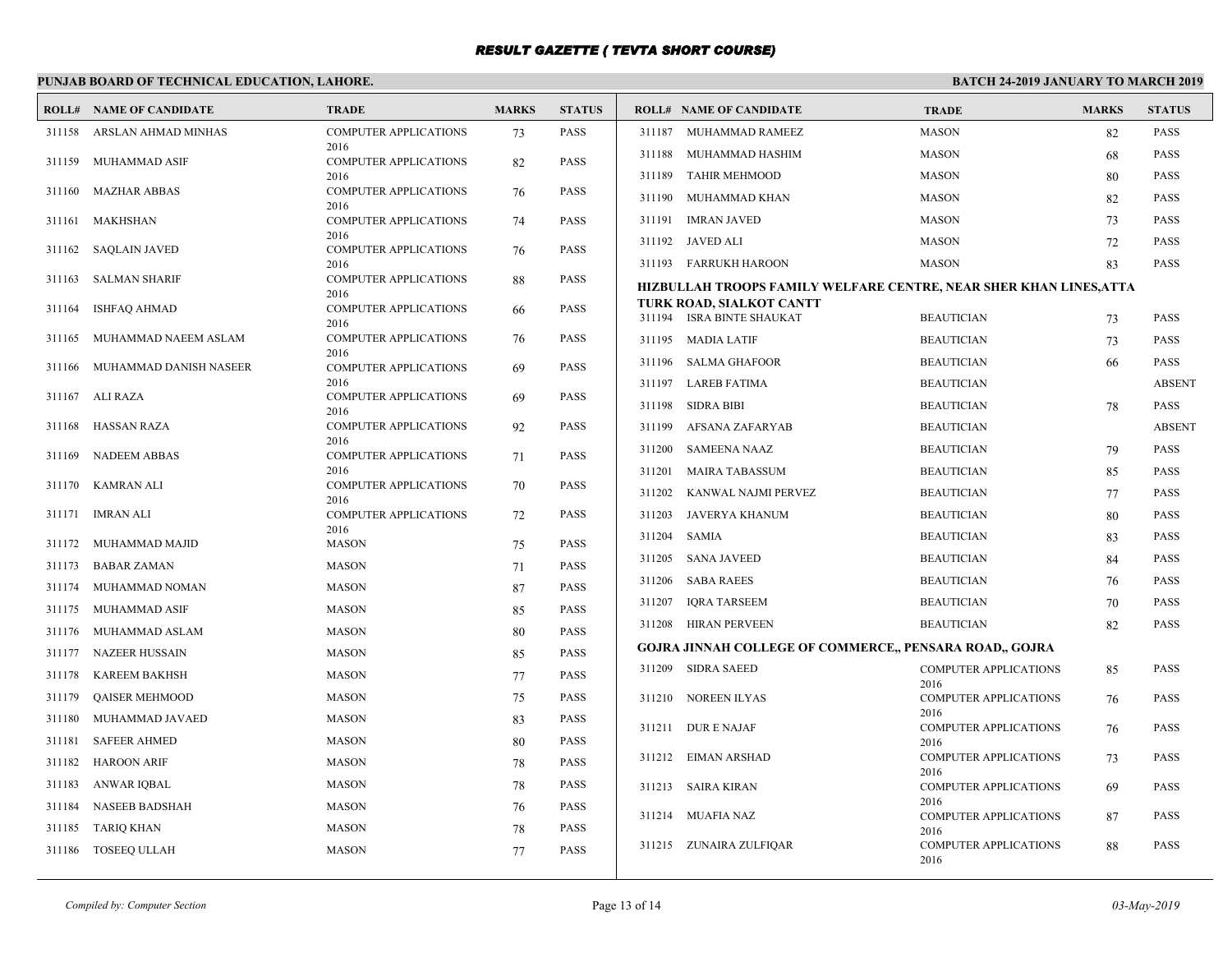# RESULT GAZETTE ( TEVTA SHORT COURSE)

**PUNJAB BOARD OF TECHNICAL EDUCATION, LAHORE.** **BATCH 24-2019 JANUARY TO MARCH 2019**

| ROLL# | NAME OF CANDIDATE | TRADE | MARKS | STATUS |
|---|---|---|---|---|
| 311158 | ARSLAN AHMAD MINHAS | COMPUTER APPLICATIONS 2016 | 73 | PASS |
| 311159 | MUHAMMAD ASIF | COMPUTER APPLICATIONS 2016 | 82 | PASS |
| 311160 | MAZHAR ABBAS | COMPUTER APPLICATIONS 2016 | 76 | PASS |
| 311161 | MAKHSHAN | COMPUTER APPLICATIONS 2016 | 74 | PASS |
| 311162 | SAQLAIN JAVED | COMPUTER APPLICATIONS 2016 | 76 | PASS |
| 311163 | SALMAN SHARIF | COMPUTER APPLICATIONS 2016 | 88 | PASS |
| 311164 | ISHFAQ AHMAD | COMPUTER APPLICATIONS 2016 | 66 | PASS |
| 311165 | MUHAMMAD NAEEM ASLAM | COMPUTER APPLICATIONS 2016 | 76 | PASS |
| 311166 | MUHAMMAD DANISH NASEER | COMPUTER APPLICATIONS 2016 | 69 | PASS |
| 311167 | ALI RAZA | COMPUTER APPLICATIONS 2016 | 69 | PASS |
| 311168 | HASSAN RAZA | COMPUTER APPLICATIONS 2016 | 92 | PASS |
| 311169 | NADEEM ABBAS | COMPUTER APPLICATIONS 2016 | 71 | PASS |
| 311170 | KAMRAN ALI | COMPUTER APPLICATIONS 2016 | 70 | PASS |
| 311171 | IMRAN ALI | COMPUTER APPLICATIONS 2016 | 72 | PASS |
| 311172 | MUHAMMAD MAJID | MASON | 75 | PASS |
| 311173 | BABAR ZAMAN | MASON | 71 | PASS |
| 311174 | MUHAMMAD NOMAN | MASON | 87 | PASS |
| 311175 | MUHAMMAD ASIF | MASON | 85 | PASS |
| 311176 | MUHAMMAD ASLAM | MASON | 80 | PASS |
| 311177 | NAZEER HUSSAIN | MASON | 85 | PASS |
| 311178 | KAREEM BAKHSH | MASON | 77 | PASS |
| 311179 | QAISER MEHMOOD | MASON | 75 | PASS |
| 311180 | MUHAMMAD JAVAED | MASON | 83 | PASS |
| 311181 | SAFEER AHMED | MASON | 80 | PASS |
| 311182 | HAROON ARIF | MASON | 78 | PASS |
| 311183 | ANWAR IQBAL | MASON | 78 | PASS |
| 311184 | NASEEB BADSHAH | MASON | 76 | PASS |
| 311185 | TARIQ KHAN | MASON | 78 | PASS |
| 311186 | TOSEEQ ULLAH | MASON | 77 | PASS |
| 311187 | MUHAMMAD RAMEEZ | MASON | 82 | PASS |
| 311188 | MUHAMMAD HASHIM | MASON | 68 | PASS |
| 311189 | TAHIR MEHMOOD | MASON | 80 | PASS |
| 311190 | MUHAMMAD KHAN | MASON | 82 | PASS |
| 311191 | IMRAN JAVED | MASON | 73 | PASS |
| 311192 | JAVED ALI | MASON | 72 | PASS |
| 311193 | FARRUKH HAROON | MASON | 83 | PASS |

**HIZBULLAH TROOPS FAMILY WELFARE CENTRE, NEAR SHER KHAN LINES,ATTA TURK ROAD, SIALKOT CANTT**

| ROLL# | NAME OF CANDIDATE | TRADE | MARKS | STATUS |
|---|---|---|---|---|
| 311194 | ISRA BINTE SHAUKAT | BEAUTICIAN | 73 | PASS |
| 311195 | MADIA LATIF | BEAUTICIAN | 73 | PASS |
| 311196 | SALMA GHAFOOR | BEAUTICIAN | 66 | PASS |
| 311197 | LAREB FATIMA | BEAUTICIAN | | ABSENT |
| 311198 | SIDRA BIBI | BEAUTICIAN | 78 | PASS |
| 311199 | AFSANA ZAFARYAB | BEAUTICIAN | | ABSENT |
| 311200 | SAMEENA NAAZ | BEAUTICIAN | 79 | PASS |
| 311201 | MAIRA TABASSUM | BEAUTICIAN | 85 | PASS |
| 311202 | KANWAL NAJMI PERVEZ | BEAUTICIAN | 77 | PASS |
| 311203 | JAVERYA KHANUM | BEAUTICIAN | 80 | PASS |
| 311204 | SAMIA | BEAUTICIAN | 83 | PASS |
| 311205 | SANA JAVEED | BEAUTICIAN | 84 | PASS |
| 311206 | SABA RAEES | BEAUTICIAN | 76 | PASS |
| 311207 | IQRA TARSEEM | BEAUTICIAN | 70 | PASS |
| 311208 | HIRAN PERVEEN | BEAUTICIAN | 82 | PASS |

**GOJRA JINNAH COLLEGE OF COMMERCE,, PENSARA ROAD,, GOJRA**

| ROLL# | NAME OF CANDIDATE | TRADE | MARKS | STATUS |
|---|---|---|---|---|
| 311209 | SIDRA SAEED | COMPUTER APPLICATIONS 2016 | 85 | PASS |
| 311210 | NOREEN ILYAS | COMPUTER APPLICATIONS 2016 | 76 | PASS |
| 311211 | DUR E NAJAF | COMPUTER APPLICATIONS 2016 | 76 | PASS |
| 311212 | EIMAN ARSHAD | COMPUTER APPLICATIONS 2016 | 73 | PASS |
| 311213 | SAIRA KIRAN | COMPUTER APPLICATIONS 2016 | 69 | PASS |
| 311214 | MUAFIA NAZ | COMPUTER APPLICATIONS 2016 | 87 | PASS |
| 311215 | ZUNAIRA ZULFIQAR | COMPUTER APPLICATIONS 2016 | 88 | PASS |

*Compiled by: Computer Section* *03-May-2019*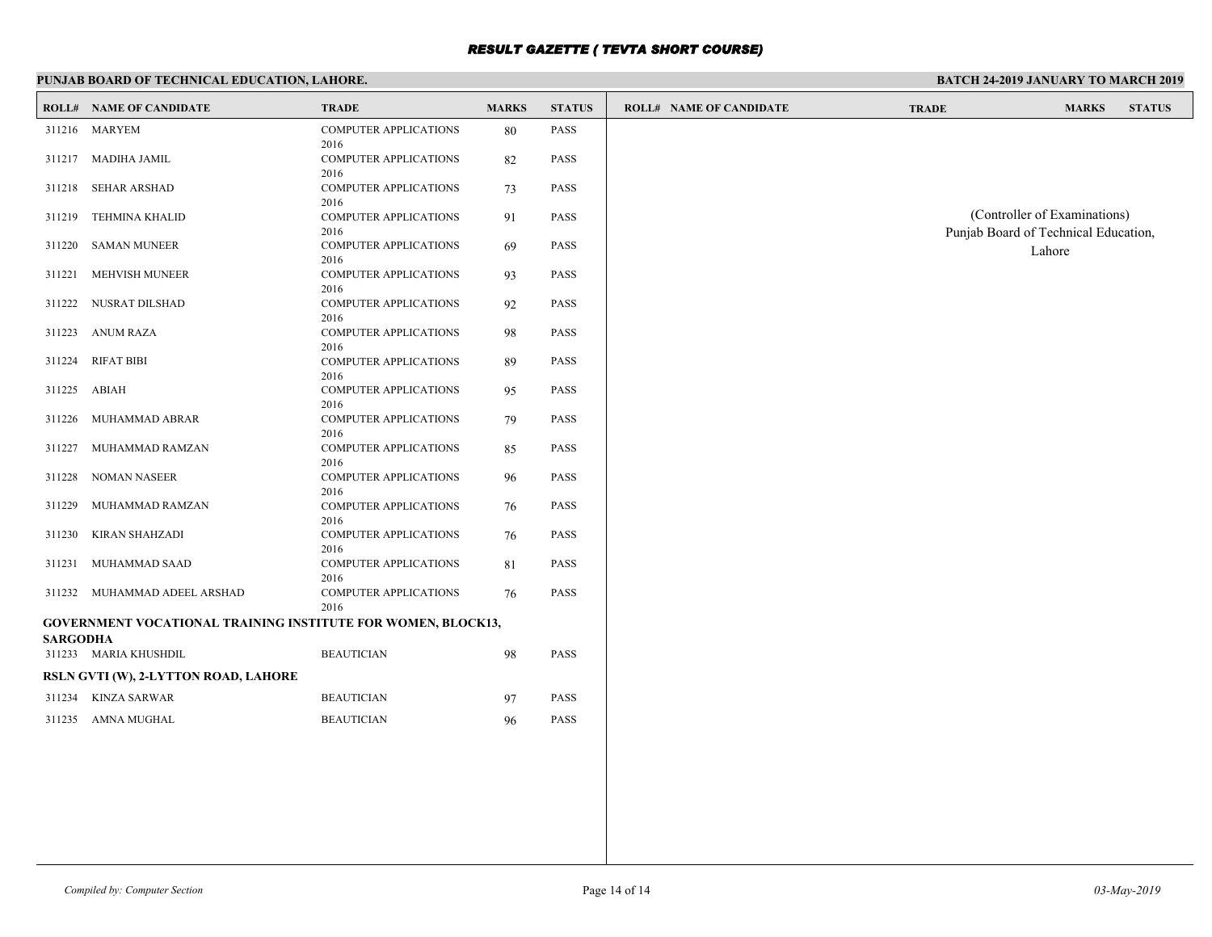# RESULT GAZETTE ( TEVTA SHORT COURSE)

**PUNJAB BOARD OF TECHNICAL EDUCATION, LAHORE.** **BATCH 24-2019 JANUARY TO MARCH 2019**

| ROLL# | NAME OF CANDIDATE | TRADE | MARKS | STATUS |
|---|---|---|---|---|
| 311216 | MARYEM | COMPUTER APPLICATIONS 2016 | 80 | PASS |
| 311217 | MADIHA JAMIL | COMPUTER APPLICATIONS 2016 | 82 | PASS |
| 311218 | SEHAR ARSHAD | COMPUTER APPLICATIONS 2016 | 73 | PASS |
| 311219 | TEHMINA KHALID | COMPUTER APPLICATIONS 2016 | 91 | PASS |
| 311220 | SAMAN MUNEER | COMPUTER APPLICATIONS 2016 | 69 | PASS |
| 311221 | MEHVISH MUNEER | COMPUTER APPLICATIONS 2016 | 93 | PASS |
| 311222 | NUSRAT DILSHAD | COMPUTER APPLICATIONS 2016 | 92 | PASS |
| 311223 | ANUM RAZA | COMPUTER APPLICATIONS 2016 | 98 | PASS |
| 311224 | RIFAT BIBI | COMPUTER APPLICATIONS 2016 | 89 | PASS |
| 311225 | ABIAH | COMPUTER APPLICATIONS 2016 | 95 | PASS |
| 311226 | MUHAMMAD ABRAR | COMPUTER APPLICATIONS 2016 | 79 | PASS |
| 311227 | MUHAMMAD RAMZAN | COMPUTER APPLICATIONS 2016 | 85 | PASS |
| 311228 | NOMAN NASEER | COMPUTER APPLICATIONS 2016 | 96 | PASS |
| 311229 | MUHAMMAD RAMZAN | COMPUTER APPLICATIONS 2016 | 76 | PASS |
| 311230 | KIRAN SHAHZADI | COMPUTER APPLICATIONS 2016 | 76 | PASS |
| 311231 | MUHAMMAD SAAD | COMPUTER APPLICATIONS 2016 | 81 | PASS |
| 311232 | MUHAMMAD ADEEL ARSHAD | COMPUTER APPLICATIONS 2016 | 76 | PASS |

**GOVERNMENT VOCATIONAL TRAINING INSTITUTE FOR WOMEN, BLOCK13, SARGODHA**

| ROLL# | NAME OF CANDIDATE | TRADE | MARKS | STATUS |
|---|---|---|---|---|
| 311233 | MARIA KHUSHDIL | BEAUTICIAN | 98 | PASS |

**RSLN GVTI (W), 2-LYTTON ROAD, LAHORE**

| ROLL# | NAME OF CANDIDATE | TRADE | MARKS | STATUS |
|---|---|---|---|---|
| 311234 | KINZA SARWAR | BEAUTICIAN | 97 | PASS |
| 311235 | AMNA MUGHAL | BEAUTICIAN | 96 | PASS |

(Controller of Examinations)
Punjab Board of Technical Education, Lahore

*Compiled by: Computer Section*

*03-May-2019*